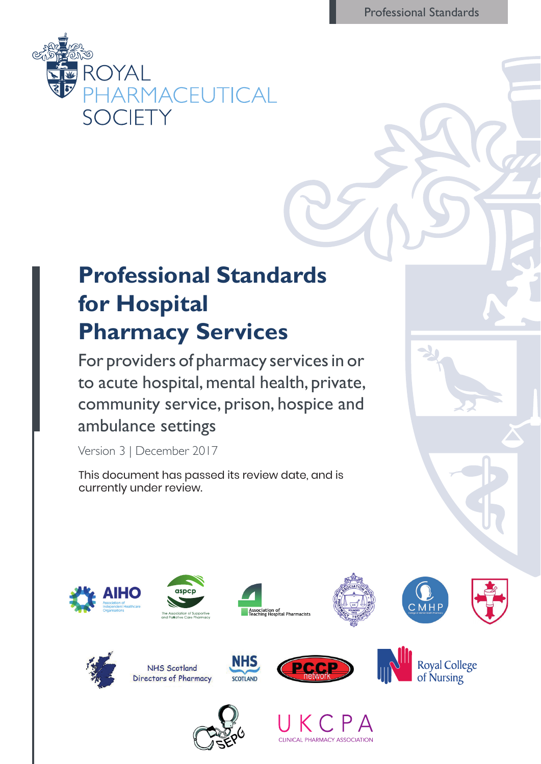ROYAL PHARMACEUTICAL SOCIETY

# Professional Standards for Hospital Pharmacy Services

For providers of pharmacy services in or to acute hospital, mental health, private, community service, prison, hospice and ambulance settings

Version 3 | December 2017

This document has passed its review date, and is currently under review.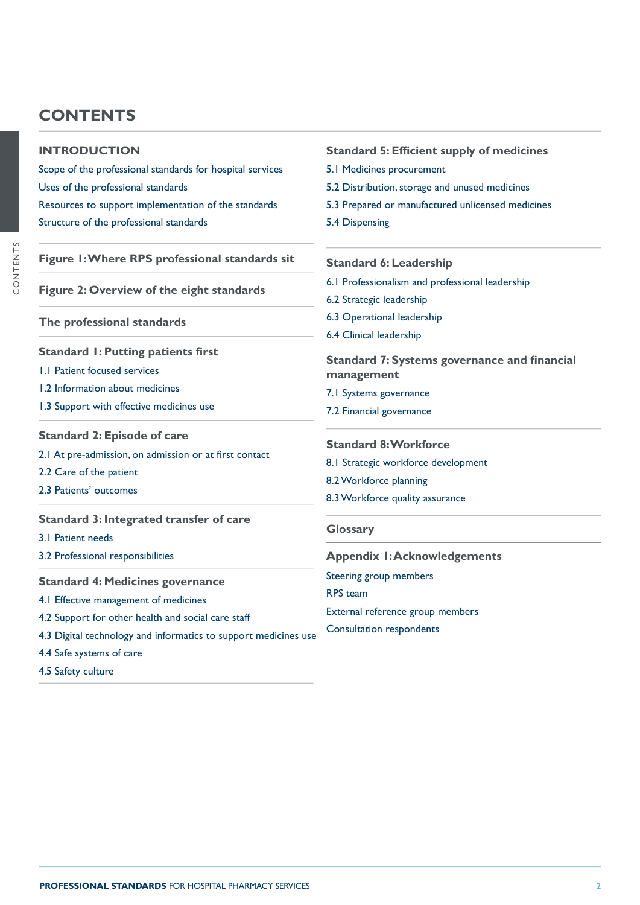# CONTENTS

## INTRODUCTION

Scope of the professional standards for hospital services

Uses of the professional standards

Resources to support implementation of the standards

Structure of the professional standards

### Figure 1: Where RPS professional standards sit

### Figure 2: Overview of the eight standards

### The professional standards

### Standard 1: Putting patients first

1.1 Patient focused services

1.2 Information about medicines

1.3 Support with effective medicines use

### Standard 2: Episode of care

2.1 At pre-admission, on admission or at first contact

2.2 Care of the patient

2.3 Patients' outcomes

### Standard 3: Integrated transfer of care

3.1 Patient needs

3.2 Professional responsibilities

### Standard 4: Medicines governance

4.1 Effective management of medicines

4.2 Support for other health and social care staff

4.3 Digital technology and informatics to support medicines use

4.4 Safe systems of care

4.5 Safety culture

### Standard 5: Efficient supply of medicines

5.1 Medicines procurement

5.2 Distribution, storage and unused medicines

5.3 Prepared or manufactured unlicensed medicines

5.4 Dispensing

### Standard 6: Leadership

6.1 Professionalism and professional leadership

6.2 Strategic leadership

6.3 Operational leadership

6.4 Clinical leadership

### Standard 7: Systems governance and financial management

7.1 Systems governance

7.2 Financial governance

### Standard 8: Workforce

8.1 Strategic workforce development

8.2 Workforce planning

8.3 Workforce quality assurance

### Glossary

### Appendix 1: Acknowledgements

Steering group members

RPS team

External reference group members

Consultation respondents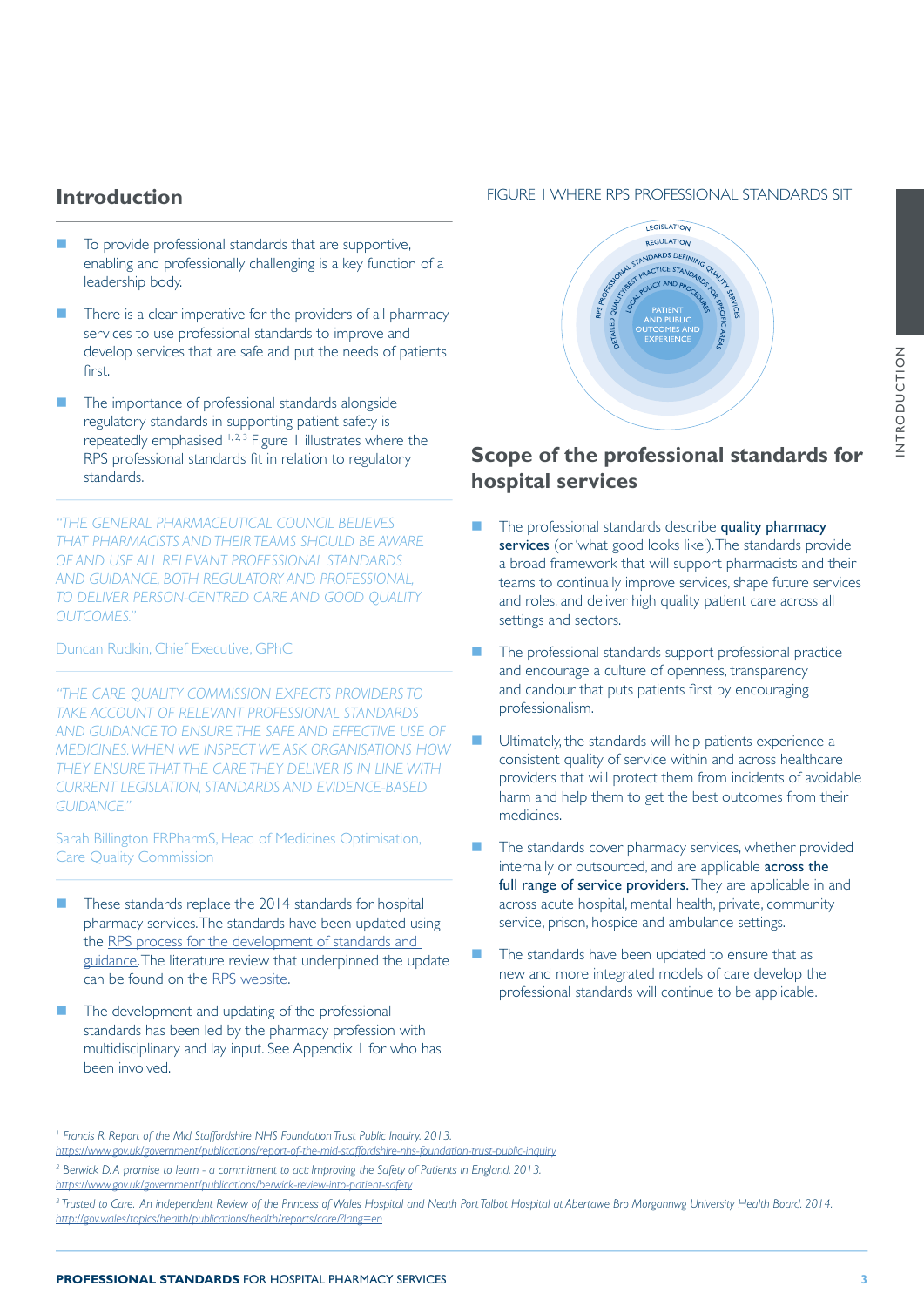## Introduction

- To provide professional standards that are supportive, enabling and professionally challenging is a key function of a leadership body.
- There is a clear imperative for the providers of all pharmacy services to use professional standards to improve and develop services that are safe and put the needs of patients first.
- The importance of professional standards alongside regulatory standards in supporting patient safety is repeatedly emphasised [1, 2, 3] Figure 1 illustrates where the RPS professional standards fit in relation to regulatory standards.

*"THE GENERAL PHARMACEUTICAL COUNCIL BELIEVES THAT PHARMACISTS AND THEIR TEAMS SHOULD BE AWARE OF AND USE ALL RELEVANT PROFESSIONAL STANDARDS AND GUIDANCE, BOTH REGULATORY AND PROFESSIONAL, TO DELIVER PERSON-CENTRED CARE AND GOOD QUALITY OUTCOMES."*

Duncan Rudkin, Chief Executive, GPhC

*"THE CARE QUALITY COMMISSION EXPECTS PROVIDERS TO TAKE ACCOUNT OF RELEVANT PROFESSIONAL STANDARDS AND GUIDANCE TO ENSURE THE SAFE AND EFFECTIVE USE OF MEDICINES. WHEN WE INSPECT WE ASK ORGANISATIONS HOW THEY ENSURE THAT THE CARE THEY DELIVER IS IN LINE WITH CURRENT LEGISLATION, STANDARDS AND EVIDENCE-BASED GUIDANCE."*

Sarah Billington FRPharmS, Head of Medicines Optimisation, Care Quality Commission

- These standards replace the 2014 standards for hospital pharmacy services. The standards have been updated using the RPS process for the development of standards and guidance. The literature review that underpinned the update can be found on the RPS website.
- The development and updating of the professional standards has been led by the pharmacy profession with multidisciplinary and lay input. See Appendix 1 for who has been involved.

FIGURE 1 WHERE RPS PROFESSIONAL STANDARDS SIT

LEGISLATION
REGULATION
RPS PROFESSIONAL STANDARDS DEFINING QUALITY SERVICES
DETAILED QUALITY/BEST PRACTICE STANDARDS FOR SPECIFIC AREAS
LOCAL POLICY AND PROCEDURES
PATIENT AND PUBLIC OUTCOMES AND EXPERIENCE

## Scope of the professional standards for hospital services

- The professional standards describe **quality pharmacy services** (or 'what good looks like'). The standards provide a broad framework that will support pharmacists and their teams to continually improve services, shape future services and roles, and deliver high quality patient care across all settings and sectors.
- The professional standards support professional practice and encourage a culture of openness, transparency and candour that puts patients first by encouraging professionalism.
- Ultimately, the standards will help patients experience a consistent quality of service within and across healthcare providers that will protect them from incidents of avoidable harm and help them to get the best outcomes from their medicines.
- The standards cover pharmacy services, whether provided internally or outsourced, and are applicable **across the full range of service providers.** They are applicable in and across acute hospital, mental health, private, community service, prison, hospice and ambulance settings.
- The standards have been updated to ensure that as new and more integrated models of care develop the professional standards will continue to be applicable.

---

[1] *Francis R. Report of the Mid Staffordshire NHS Foundation Trust Public Inquiry. 2013.* https://www.gov.uk/government/publications/report-of-the-mid-staffordshire-nhs-foundation-trust-public-inquiry

[2] *Berwick D. A promise to learn - a commitment to act: Improving the Safety of Patients in England. 2013.* https://www.gov.uk/government/publications/berwick-review-into-patient-safety

[3] *Trusted to Care. An independent Review of the Princess of Wales Hospital and Neath Port Talbot Hospital at Abertawe Bro Morgannwg University Health Board. 2014.* http://gov.wales/topics/health/publications/health/reports/care/?lang=en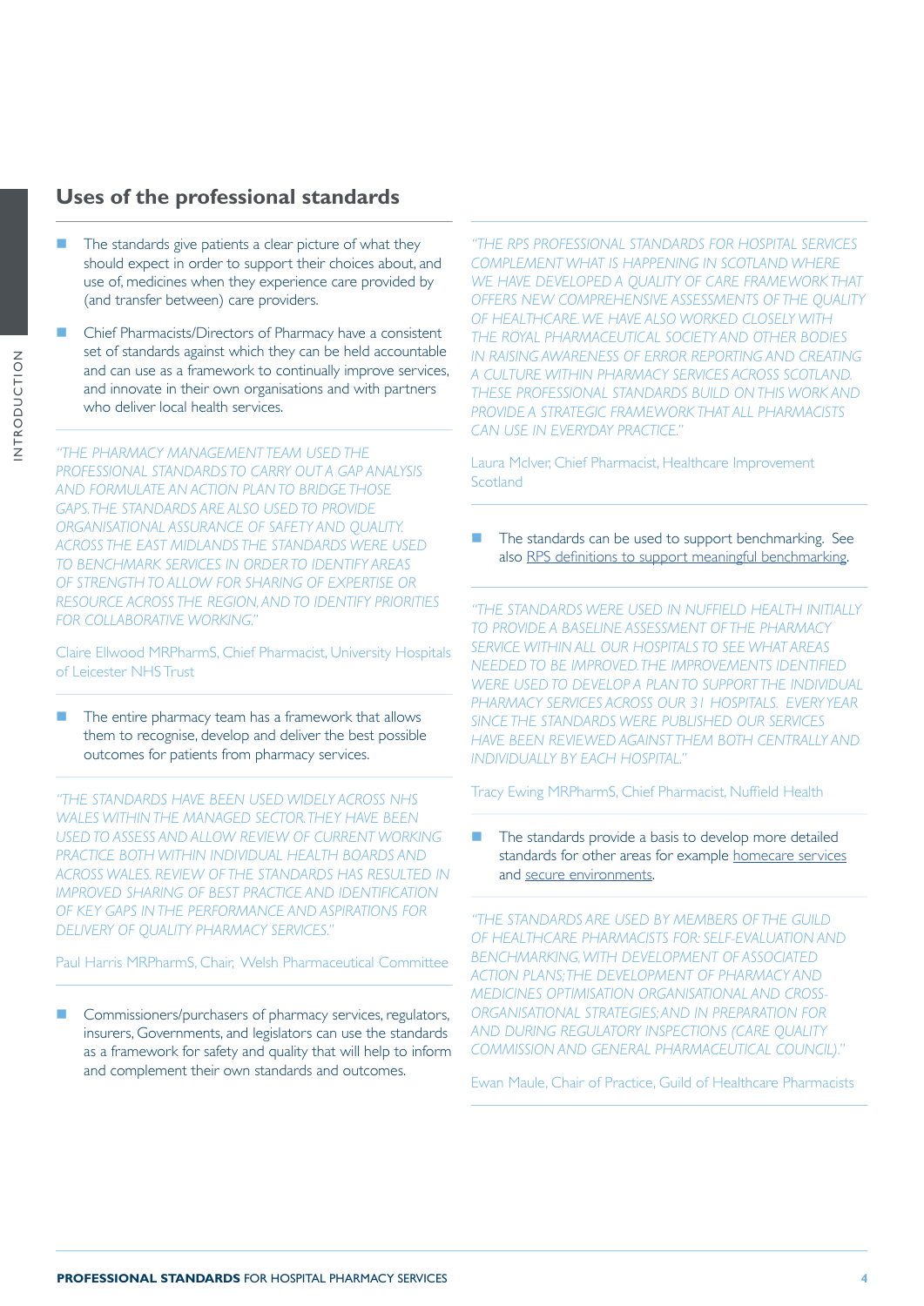## Uses of the professional standards

- The standards give patients a clear picture of what they should expect in order to support their choices about, and use of, medicines when they experience care provided by (and transfer between) care providers.
- Chief Pharmacists/Directors of Pharmacy have a consistent set of standards against which they can be held accountable and can use as a framework to continually improve services, and innovate in their own organisations and with partners who deliver local health services.

*"THE PHARMACY MANAGEMENT TEAM USED THE PROFESSIONAL STANDARDS TO CARRY OUT A GAP ANALYSIS AND FORMULATE AN ACTION PLAN TO BRIDGE THOSE GAPS. THE STANDARDS ARE ALSO USED TO PROVIDE ORGANISATIONAL ASSURANCE OF SAFETY AND QUALITY. ACROSS THE EAST MIDLANDS THE STANDARDS WERE USED TO BENCHMARK SERVICES IN ORDER TO IDENTIFY AREAS OF STRENGTH TO ALLOW FOR SHARING OF EXPERTISE OR RESOURCE ACROSS THE REGION, AND TO IDENTIFY PRIORITIES FOR COLLABORATIVE WORKING."*

Claire Ellwood MRPharmS, Chief Pharmacist, University Hospitals of Leicester NHS Trust

- The entire pharmacy team has a framework that allows them to recognise, develop and deliver the best possible outcomes for patients from pharmacy services.

*"THE STANDARDS HAVE BEEN USED WIDELY ACROSS NHS WALES WITHIN THE MANAGED SECTOR. THEY HAVE BEEN USED TO ASSESS AND ALLOW REVIEW OF CURRENT WORKING PRACTICE BOTH WITHIN INDIVIDUAL HEALTH BOARDS AND ACROSS WALES. REVIEW OF THE STANDARDS HAS RESULTED IN IMPROVED SHARING OF BEST PRACTICE AND IDENTIFICATION OF KEY GAPS IN THE PERFORMANCE AND ASPIRATIONS FOR DELIVERY OF QUALITY PHARMACY SERVICES."*

Paul Harris MRPharmS, Chair, Welsh Pharmaceutical Committee

- Commissioners/purchasers of pharmacy services, regulators, insurers, Governments, and legislators can use the standards as a framework for safety and quality that will help to inform and complement their own standards and outcomes.

*"THE RPS PROFESSIONAL STANDARDS FOR HOSPITAL SERVICES COMPLEMENT WHAT IS HAPPENING IN SCOTLAND WHERE WE HAVE DEVELOPED A QUALITY OF CARE FRAMEWORK THAT OFFERS NEW COMPREHENSIVE ASSESSMENTS OF THE QUALITY OF HEALTHCARE. WE HAVE ALSO WORKED CLOSELY WITH THE ROYAL PHARMACEUTICAL SOCIETY AND OTHER BODIES IN RAISING AWARENESS OF ERROR REPORTING AND CREATING A CULTURE WITHIN PHARMACY SERVICES ACROSS SCOTLAND. THESE PROFESSIONAL STANDARDS BUILD ON THIS WORK AND PROVIDE A STRATEGIC FRAMEWORK THAT ALL PHARMACISTS CAN USE IN EVERYDAY PRACTICE."*

Laura McIver, Chief Pharmacist, Healthcare Improvement Scotland

- The standards can be used to support benchmarking. See also RPS definitions to support meaningful benchmarking.

*"THE STANDARDS WERE USED IN NUFFIELD HEALTH INITIALLY TO PROVIDE A BASELINE ASSESSMENT OF THE PHARMACY SERVICE WITHIN ALL OUR HOSPITALS TO SEE WHAT AREAS NEEDED TO BE IMPROVED. THE IMPROVEMENTS IDENTIFIED WERE USED TO DEVELOP A PLAN TO SUPPORT THE INDIVIDUAL PHARMACY SERVICES ACROSS OUR 31 HOSPITALS. EVERY YEAR SINCE THE STANDARDS WERE PUBLISHED OUR SERVICES HAVE BEEN REVIEWED AGAINST THEM BOTH CENTRALLY AND INDIVIDUALLY BY EACH HOSPITAL."*

Tracy Ewing MRPharmS, Chief Pharmacist, Nuffield Health

- The standards provide a basis to develop more detailed standards for other areas for example homecare services and secure environments.

*"THE STANDARDS ARE USED BY MEMBERS OF THE GUILD OF HEALTHCARE PHARMACISTS FOR: SELF-EVALUATION AND BENCHMARKING, WITH DEVELOPMENT OF ASSOCIATED ACTION PLANS; THE DEVELOPMENT OF PHARMACY AND MEDICINES OPTIMISATION ORGANISATIONAL AND CROSS-ORGANISATIONAL STRATEGIES; AND IN PREPARATION FOR AND DURING REGULATORY INSPECTIONS (CARE QUALITY COMMISSION AND GENERAL PHARMACEUTICAL COUNCIL)."*

Ewan Maule, Chair of Practice, Guild of Healthcare Pharmacists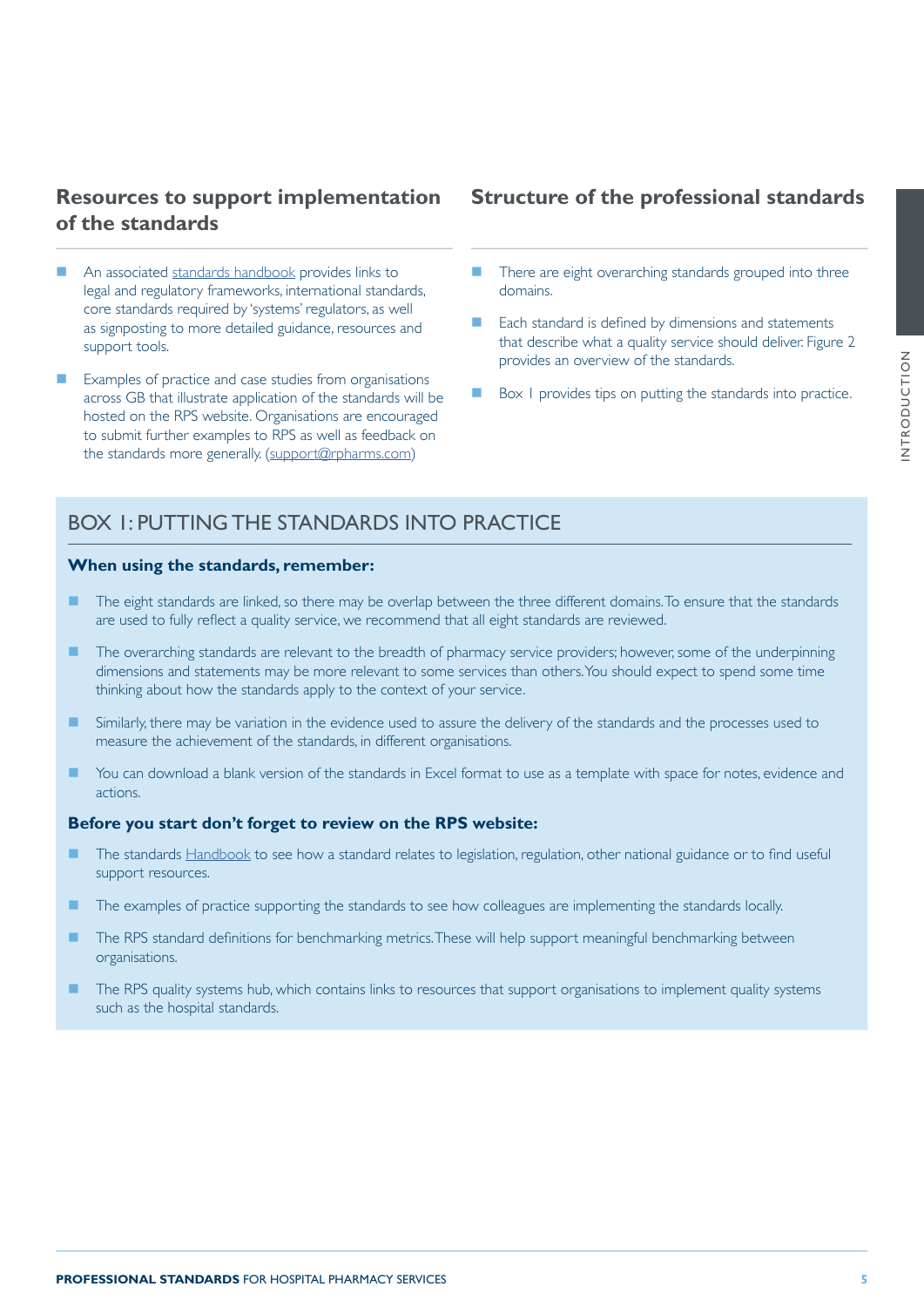## Resources to support implementation of the standards

- An associated standards handbook provides links to legal and regulatory frameworks, international standards, core standards required by 'systems' regulators, as well as signposting to more detailed guidance, resources and support tools.
- Examples of practice and case studies from organisations across GB that illustrate application of the standards will be hosted on the RPS website. Organisations are encouraged to submit further examples to RPS as well as feedback on the standards more generally. (support@rpharms.com)

## Structure of the professional standards

- There are eight overarching standards grouped into three domains.
- Each standard is defined by dimensions and statements that describe what a quality service should deliver. Figure 2 provides an overview of the standards.
- Box 1 provides tips on putting the standards into practice.

## BOX 1: PUTTING THE STANDARDS INTO PRACTICE

**When using the standards, remember:**

- The eight standards are linked, so there may be overlap between the three different domains. To ensure that the standards are used to fully reflect a quality service, we recommend that all eight standards are reviewed.
- The overarching standards are relevant to the breadth of pharmacy service providers; however, some of the underpinning dimensions and statements may be more relevant to some services than others. You should expect to spend some time thinking about how the standards apply to the context of your service.
- Similarly, there may be variation in the evidence used to assure the delivery of the standards and the processes used to measure the achievement of the standards, in different organisations.
- You can download a blank version of the standards in Excel format to use as a template with space for notes, evidence and actions.

**Before you start don't forget to review on the RPS website:**

- The standards Handbook to see how a standard relates to legislation, regulation, other national guidance or to find useful support resources.
- The examples of practice supporting the standards to see how colleagues are implementing the standards locally.
- The RPS standard definitions for benchmarking metrics. These will help support meaningful benchmarking between organisations.
- The RPS quality systems hub, which contains links to resources that support organisations to implement quality systems such as the hospital standards.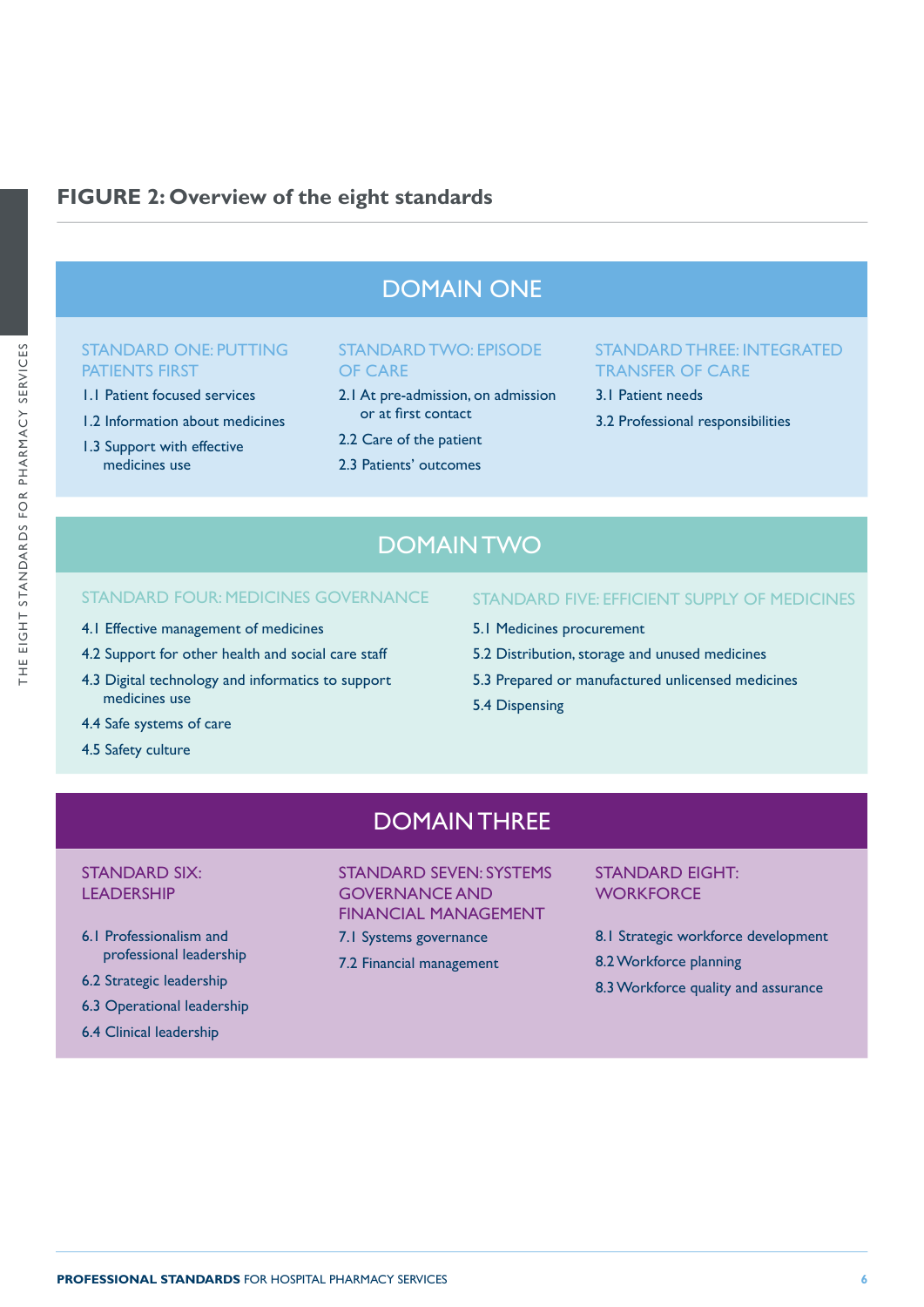## FIGURE 2: Overview of the eight standards

### DOMAIN ONE

#### STANDARD ONE: PUTTING PATIENTS FIRST

1.1 Patient focused services

1.2 Information about medicines

1.3 Support with effective medicines use

#### STANDARD TWO: EPISODE OF CARE

2.1 At pre-admission, on admission or at first contact

2.2 Care of the patient

2.3 Patients' outcomes

#### STANDARD THREE: INTEGRATED TRANSFER OF CARE

3.1 Patient needs

3.2 Professional responsibilities

### DOMAIN TWO

#### STANDARD FOUR: MEDICINES GOVERNANCE

4.1 Effective management of medicines

4.2 Support for other health and social care staff

4.3 Digital technology and informatics to support medicines use

4.4 Safe systems of care

4.5 Safety culture

#### STANDARD FIVE: EFFICIENT SUPPLY OF MEDICINES

5.1 Medicines procurement

5.2 Distribution, storage and unused medicines

5.3 Prepared or manufactured unlicensed medicines

5.4 Dispensing

### DOMAIN THREE

#### STANDARD SIX: LEADERSHIP

6.1 Professionalism and professional leadership

6.2 Strategic leadership

6.3 Operational leadership

6.4 Clinical leadership

#### STANDARD SEVEN: SYSTEMS GOVERNANCE AND FINANCIAL MANAGEMENT

7.1 Systems governance

7.2 Financial management

#### STANDARD EIGHT: WORKFORCE

8.1 Strategic workforce development

8.2 Workforce planning

8.3 Workforce quality and assurance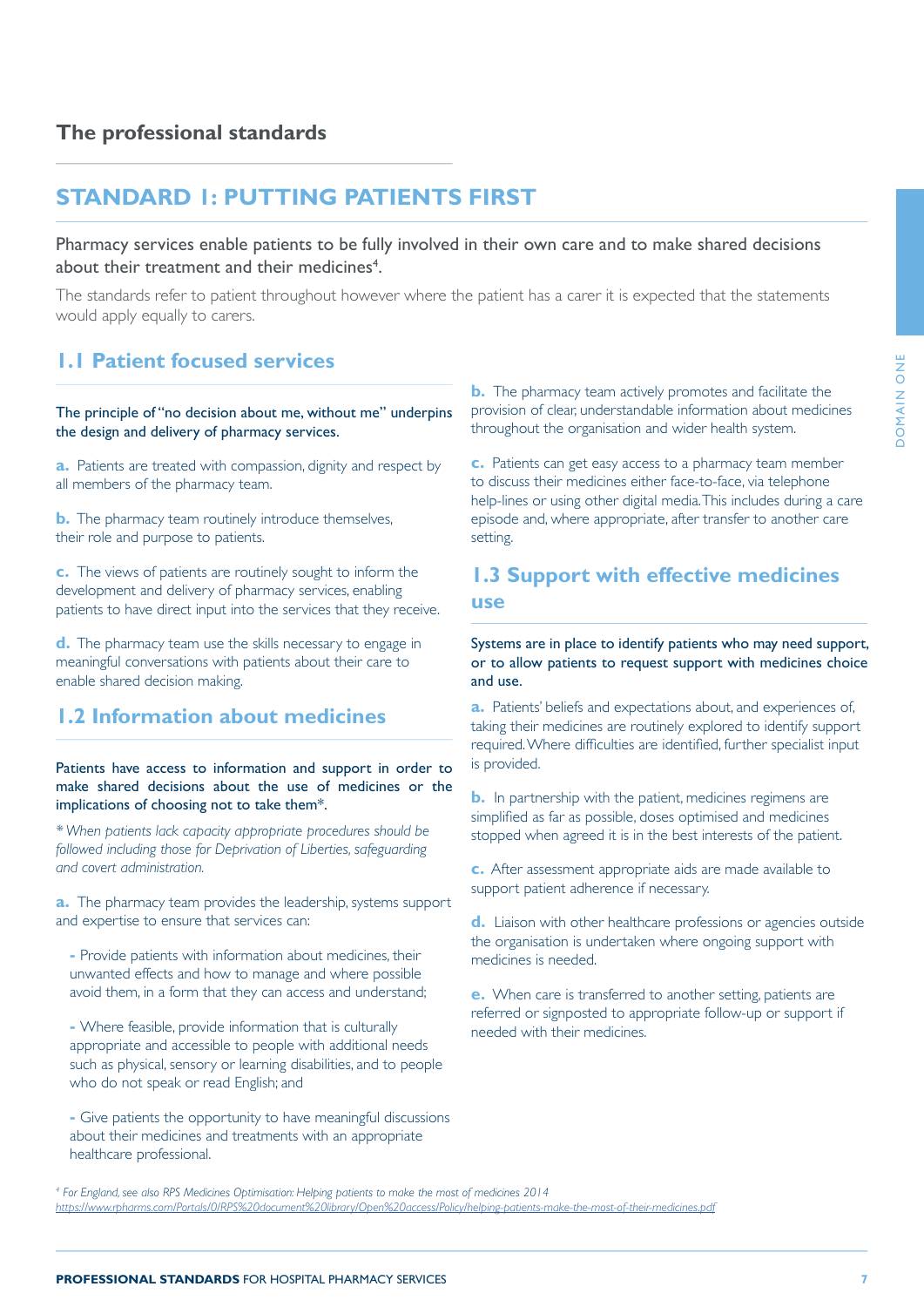## The professional standards

# STANDARD 1: PUTTING PATIENTS FIRST

Pharmacy services enable patients to be fully involved in their own care and to make shared decisions about their treatment and their medicines[4].

The standards refer to patient throughout however where the patient has a carer it is expected that the statements would apply equally to carers.

## 1.1 Patient focused services

**The principle of "no decision about me, without me" underpins the design and delivery of pharmacy services.**

**a.** Patients are treated with compassion, dignity and respect by all members of the pharmacy team.

**b.** The pharmacy team routinely introduce themselves, their role and purpose to patients.

**c.** The views of patients are routinely sought to inform the development and delivery of pharmacy services, enabling patients to have direct input into the services that they receive.

**d.** The pharmacy team use the skills necessary to engage in meaningful conversations with patients about their care to enable shared decision making.

## 1.2 Information about medicines

**Patients have access to information and support in order to make shared decisions about the use of medicines or the implications of choosing not to take them*.**

*\* When patients lack capacity appropriate procedures should be followed including those for Deprivation of Liberties, safeguarding and covert administration.*

**a.** The pharmacy team provides the leadership, systems support and expertise to ensure that services can:

- Provide patients with information about medicines, their unwanted effects and how to manage and where possible avoid them, in a form that they can access and understand;
- Where feasible, provide information that is culturally appropriate and accessible to people with additional needs such as physical, sensory or learning disabilities, and to people who do not speak or read English; and
- Give patients the opportunity to have meaningful discussions about their medicines and treatments with an appropriate healthcare professional.

**b.** The pharmacy team actively promotes and facilitate the provision of clear, understandable information about medicines throughout the organisation and wider health system.

**c.** Patients can get easy access to a pharmacy team member to discuss their medicines either face-to-face, via telephone help-lines or using other digital media. This includes during a care episode and, where appropriate, after transfer to another care setting.

## 1.3 Support with effective medicines use

**Systems are in place to identify patients who may need support, or to allow patients to request support with medicines choice and use.**

**a.** Patients' beliefs and expectations about, and experiences of, taking their medicines are routinely explored to identify support required. Where difficulties are identified, further specialist input is provided.

**b.** In partnership with the patient, medicines regimens are simplified as far as possible, doses optimised and medicines stopped when agreed it is in the best interests of the patient.

**c.** After assessment appropriate aids are made available to support patient adherence if necessary.

**d.** Liaison with other healthcare professions or agencies outside the organisation is undertaken where ongoing support with medicines is needed.

**e.** When care is transferred to another setting, patients are referred or signposted to appropriate follow-up or support if needed with their medicines.

---

[4] *For England, see also RPS Medicines Optimisation: Helping patients to make the most of medicines 2014* https://www.rpharms.com/Portals/0/RPS%20document%20library/Open%20access/Policy/helping-patients-make-the-most-of-their-medicines.pdf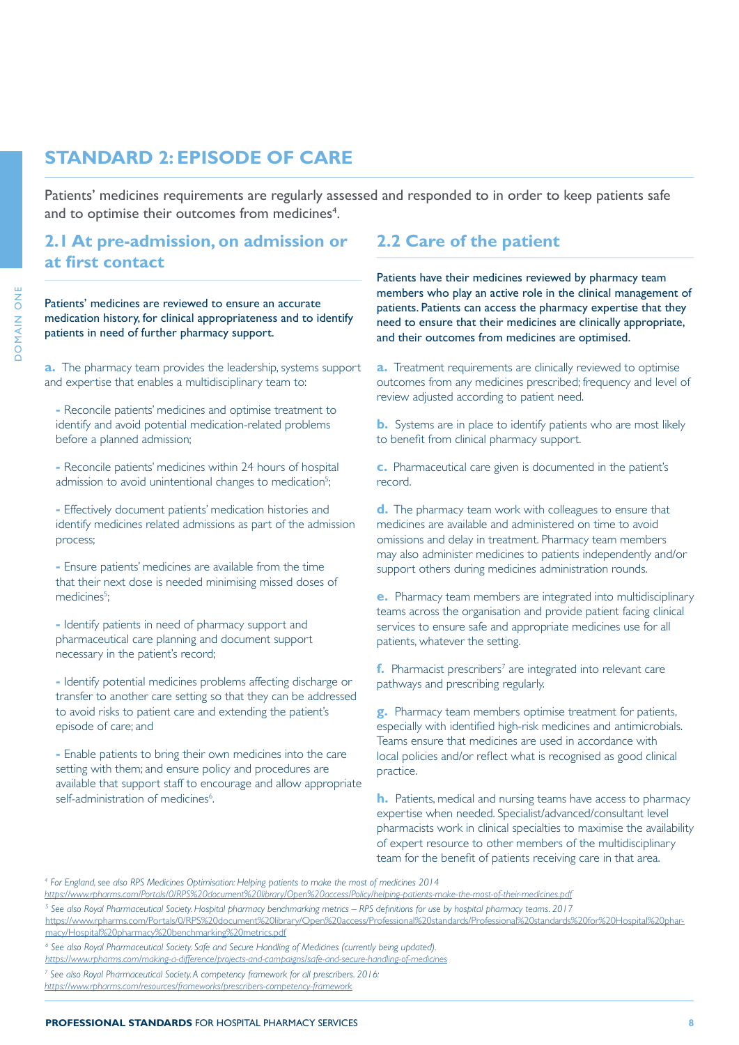## STANDARD 2: EPISODE OF CARE

Patients' medicines requirements are regularly assessed and responded to in order to keep patients safe and to optimise their outcomes from medicines[4].

### 2.1 At pre-admission, on admission or at first contact

Patients' medicines are reviewed to ensure an accurate medication history, for clinical appropriateness and to identify patients in need of further pharmacy support.

**a.** The pharmacy team provides the leadership, systems support and expertise that enables a multidisciplinary team to:

- Reconcile patients' medicines and optimise treatment to identify and avoid potential medication-related problems before a planned admission;

- Reconcile patients' medicines within 24 hours of hospital admission to avoid unintentional changes to medication[5];

- Effectively document patients' medication histories and identify medicines related admissions as part of the admission process;

- Ensure patients' medicines are available from the time that their next dose is needed minimising missed doses of medicines[5];

- Identify patients in need of pharmacy support and pharmaceutical care planning and document support necessary in the patient's record;

- Identify potential medicines problems affecting discharge or transfer to another care setting so that they can be addressed to avoid risks to patient care and extending the patient's episode of care; and

- Enable patients to bring their own medicines into the care setting with them; and ensure policy and procedures are available that support staff to encourage and allow appropriate self-administration of medicines[6].

### 2.2 Care of the patient

Patients have their medicines reviewed by pharmacy team members who play an active role in the clinical management of patients. Patients can access the pharmacy expertise that they need to ensure that their medicines are clinically appropriate, and their outcomes from medicines are optimised.

**a.** Treatment requirements are clinically reviewed to optimise outcomes from any medicines prescribed; frequency and level of review adjusted according to patient need.

**b.** Systems are in place to identify patients who are most likely to benefit from clinical pharmacy support.

**c.** Pharmaceutical care given is documented in the patient's record.

**d.** The pharmacy team work with colleagues to ensure that medicines are available and administered on time to avoid omissions and delay in treatment. Pharmacy team members may also administer medicines to patients independently and/or support others during medicines administration rounds.

**e.** Pharmacy team members are integrated into multidisciplinary teams across the organisation and provide patient facing clinical services to ensure safe and appropriate medicines use for all patients, whatever the setting.

**f.** Pharmacist prescribers[7] are integrated into relevant care pathways and prescribing regularly.

**g.** Pharmacy team members optimise treatment for patients, especially with identified high-risk medicines and antimicrobials. Teams ensure that medicines are used in accordance with local policies and/or reflect what is recognised as good clinical practice.

**h.** Patients, medical and nursing teams have access to pharmacy expertise when needed. Specialist/advanced/consultant level pharmacists work in clinical specialties to maximise the availability of expert resource to other members of the multidisciplinary team for the benefit of patients receiving care in that area.

---

[4] *For England, see also RPS Medicines Optimisation: Helping patients to make the most of medicines 2014* https://www.rpharms.com/Portals/0/RPS%20document%20library/Open%20access/Policy/helping-patients-make-the-most-of-their-medicines.pdf

[5] *See also Royal Pharmaceutical Society. Hospital pharmacy benchmarking metrics – RPS definitions for use by hospital pharmacy teams. 2017* https://www.rpharms.com/Portals/0/RPS%20document%20library/Open%20access/Professional%20standards/Professional%20standards%20for%20Hospital%20pharmacy/Hospital%20pharmacy%20benchmarking%20metrics.pdf

[6] *See also Royal Pharmaceutical Society. Safe and Secure Handling of Medicines (currently being updated).* https://www.rpharms.com/making-a-difference/projects-and-campaigns/safe-and-secure-handling-of-medicines

[7] *See also Royal Pharmaceutical Society. A competency framework for all prescribers. 2016:* https://www.rpharms.com/resources/frameworks/prescribers-competency-framework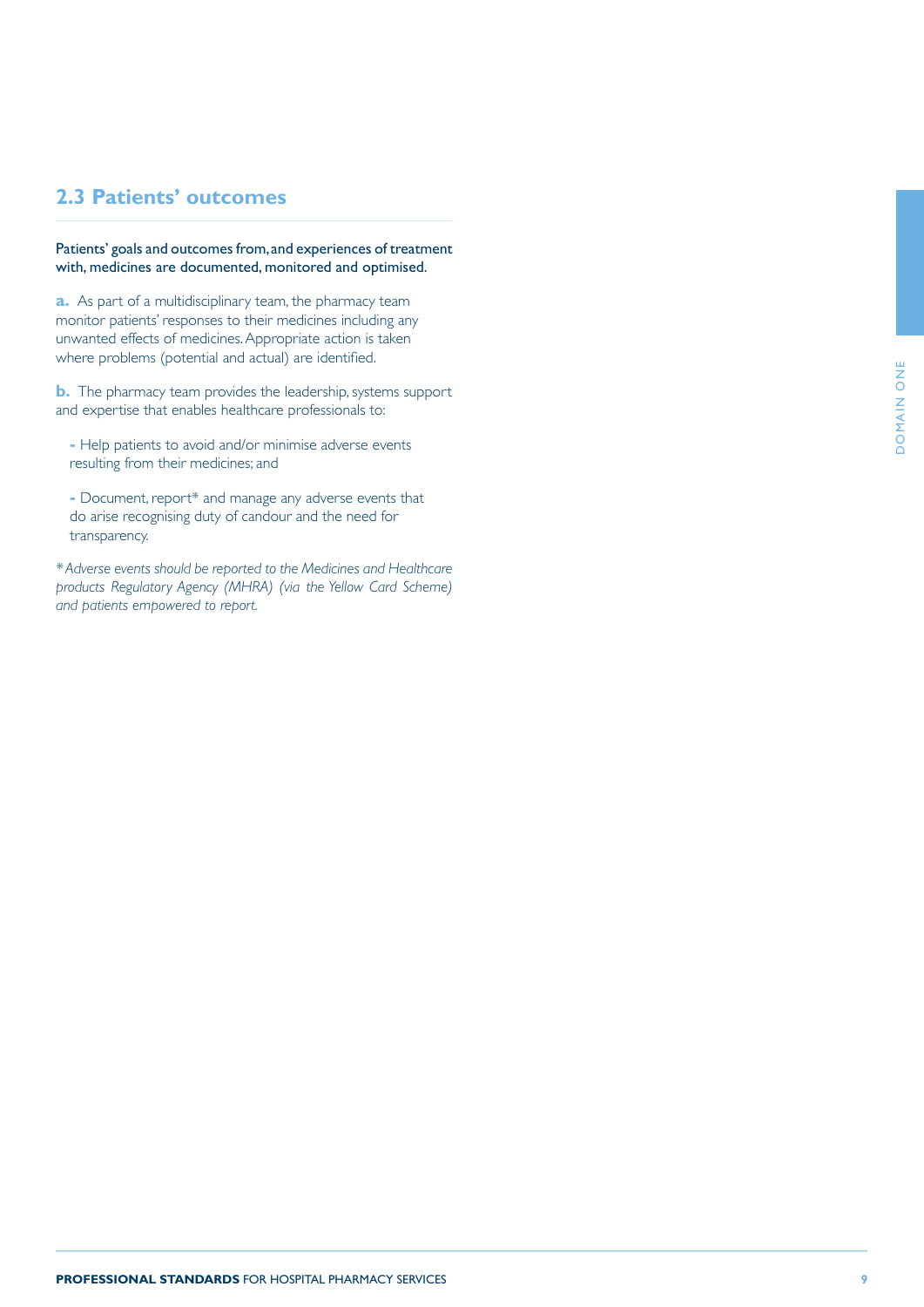## 2.3 Patients' outcomes

Patients' goals and outcomes from, and experiences of treatment with, medicines are documented, monitored and optimised.

**a.** As part of a multidisciplinary team, the pharmacy team monitor patients' responses to their medicines including any unwanted effects of medicines. Appropriate action is taken where problems (potential and actual) are identified.

**b.** The pharmacy team provides the leadership, systems support and expertise that enables healthcare professionals to:

- Help patients to avoid and/or minimise adverse events resulting from their medicines; and
- Document, report* and manage any adverse events that do arise recognising duty of candour and the need for transparency.

*\*Adverse events should be reported to the Medicines and Healthcare products Regulatory Agency (MHRA) (via the Yellow Card Scheme) and patients empowered to report.*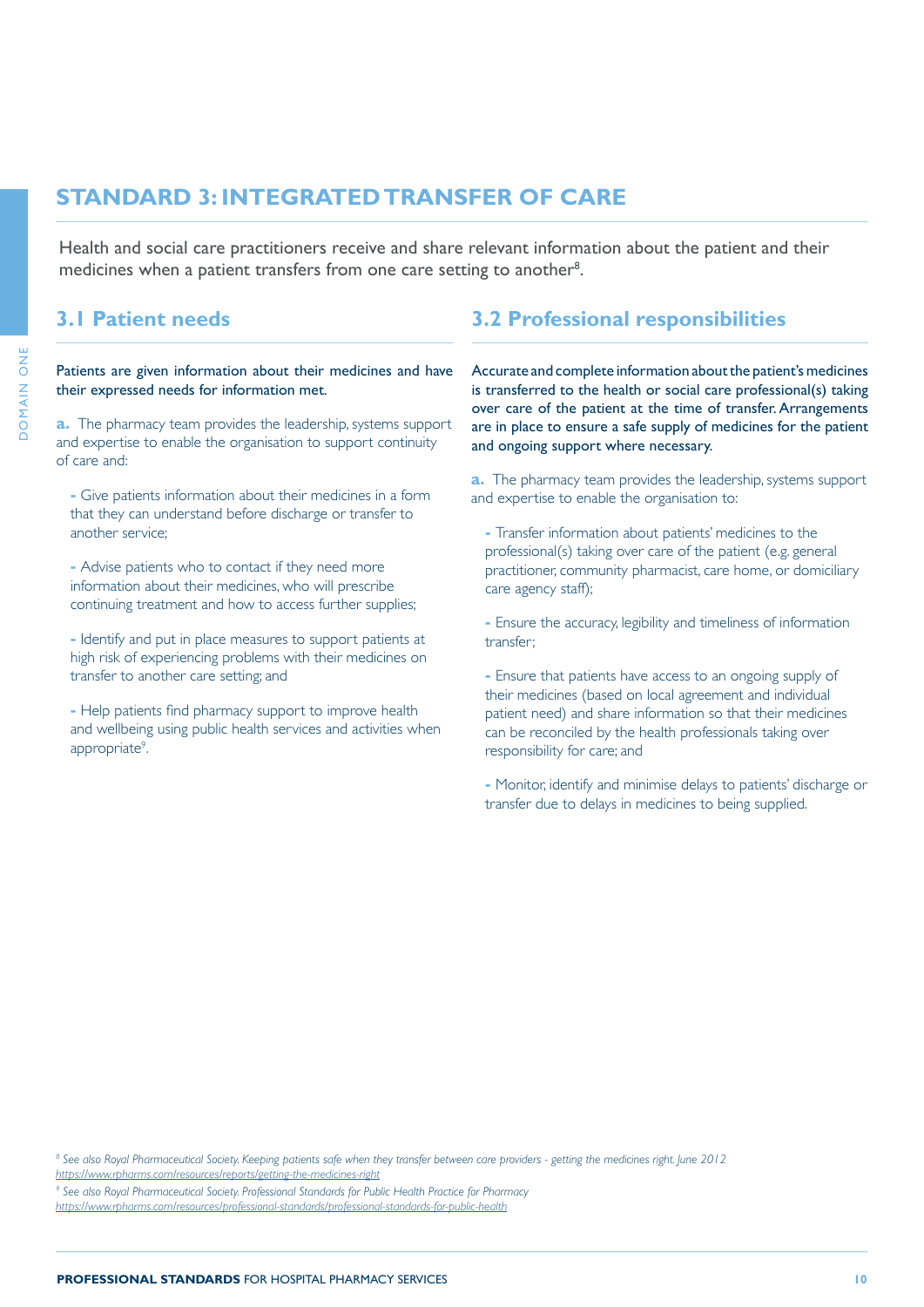## STANDARD 3: INTEGRATED TRANSFER OF CARE

Health and social care practitioners receive and share relevant information about the patient and their medicines when a patient transfers from one care setting to another[8].

### 3.1 Patient needs

**Patients are given information about their medicines and have their expressed needs for information met.**

**a.** The pharmacy team provides the leadership, systems support and expertise to enable the organisation to support continuity of care and:

- Give patients information about their medicines in a form that they can understand before discharge or transfer to another service;

- Advise patients who to contact if they need more information about their medicines, who will prescribe continuing treatment and how to access further supplies;

- Identify and put in place measures to support patients at high risk of experiencing problems with their medicines on transfer to another care setting; and

- Help patients find pharmacy support to improve health and wellbeing using public health services and activities when appropriate[9].

### 3.2 Professional responsibilities

**Accurate and complete information about the patient's medicines is transferred to the health or social care professional(s) taking over care of the patient at the time of transfer. Arrangements are in place to ensure a safe supply of medicines for the patient and ongoing support where necessary.**

**a.** The pharmacy team provides the leadership, systems support and expertise to enable the organisation to:

- Transfer information about patients' medicines to the professional(s) taking over care of the patient (e.g. general practitioner, community pharmacist, care home, or domiciliary care agency staff);

- Ensure the accuracy, legibility and timeliness of information transfer;

- Ensure that patients have access to an ongoing supply of their medicines (based on local agreement and individual patient need) and share information so that their medicines can be reconciled by the health professionals taking over responsibility for care; and

- Monitor, identify and minimise delays to patients' discharge or transfer due to delays in medicines to being supplied.

---

[8] *See also Royal Pharmaceutical Society. Keeping patients safe when they transfer between care providers - getting the medicines right. June 2012* *https://www.rpharms.com/resources/reports/getting-the-medicines-right*

[9] *See also Royal Pharmaceutical Society. Professional Standards for Public Health Practice for Pharmacy* *https://www.rpharms.com/resources/professional-standards/professional-standards-for-public-health*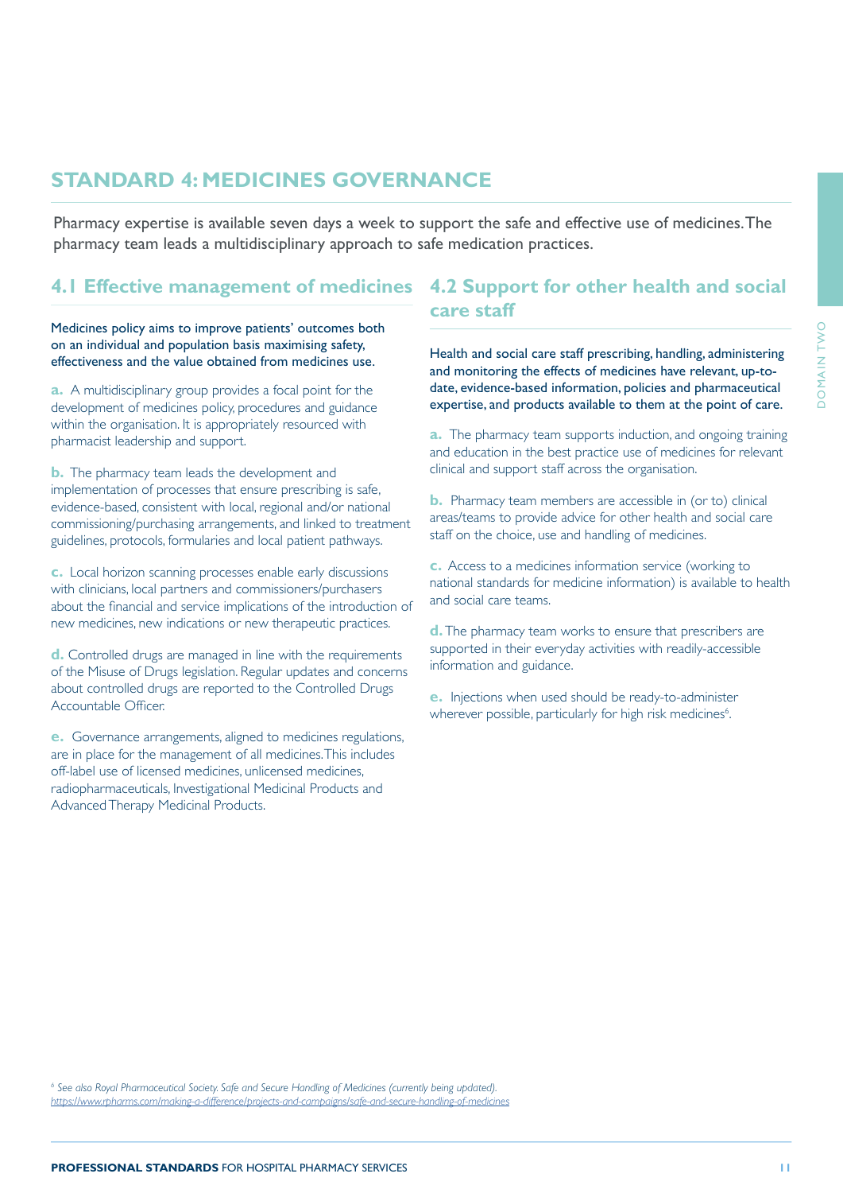## STANDARD 4: MEDICINES GOVERNANCE

Pharmacy expertise is available seven days a week to support the safe and effective use of medicines. The pharmacy team leads a multidisciplinary approach to safe medication practices.

### 4.1 Effective management of medicines

Medicines policy aims to improve patients' outcomes both on an individual and population basis maximising safety, effectiveness and the value obtained from medicines use.

**a.** A multidisciplinary group provides a focal point for the development of medicines policy, procedures and guidance within the organisation. It is appropriately resourced with pharmacist leadership and support.

**b.** The pharmacy team leads the development and implementation of processes that ensure prescribing is safe, evidence-based, consistent with local, regional and/or national commissioning/purchasing arrangements, and linked to treatment guidelines, protocols, formularies and local patient pathways.

**c.** Local horizon scanning processes enable early discussions with clinicians, local partners and commissioners/purchasers about the financial and service implications of the introduction of new medicines, new indications or new therapeutic practices.

**d.** Controlled drugs are managed in line with the requirements of the Misuse of Drugs legislation. Regular updates and concerns about controlled drugs are reported to the Controlled Drugs Accountable Officer.

**e.** Governance arrangements, aligned to medicines regulations, are in place for the management of all medicines. This includes off-label use of licensed medicines, unlicensed medicines, radiopharmaceuticals, Investigational Medicinal Products and Advanced Therapy Medicinal Products.

### 4.2 Support for other health and social care staff

Health and social care staff prescribing, handling, administering and monitoring the effects of medicines have relevant, up-to-date, evidence-based information, policies and pharmaceutical expertise, and products available to them at the point of care.

**a.** The pharmacy team supports induction, and ongoing training and education in the best practice use of medicines for relevant clinical and support staff across the organisation.

**b.** Pharmacy team members are accessible in (or to) clinical areas/teams to provide advice for other health and social care staff on the choice, use and handling of medicines.

**c.** Access to a medicines information service (working to national standards for medicine information) is available to health and social care teams.

**d.** The pharmacy team works to ensure that prescribers are supported in their everyday activities with readily-accessible information and guidance.

**e.** Injections when used should be ready-to-administer wherever possible, particularly for high risk medicines[6].

[6] *See also Royal Pharmaceutical Society. Safe and Secure Handling of Medicines (currently being updated).* https://www.rpharms.com/making-a-difference/projects-and-campaigns/safe-and-secure-handling-of-medicines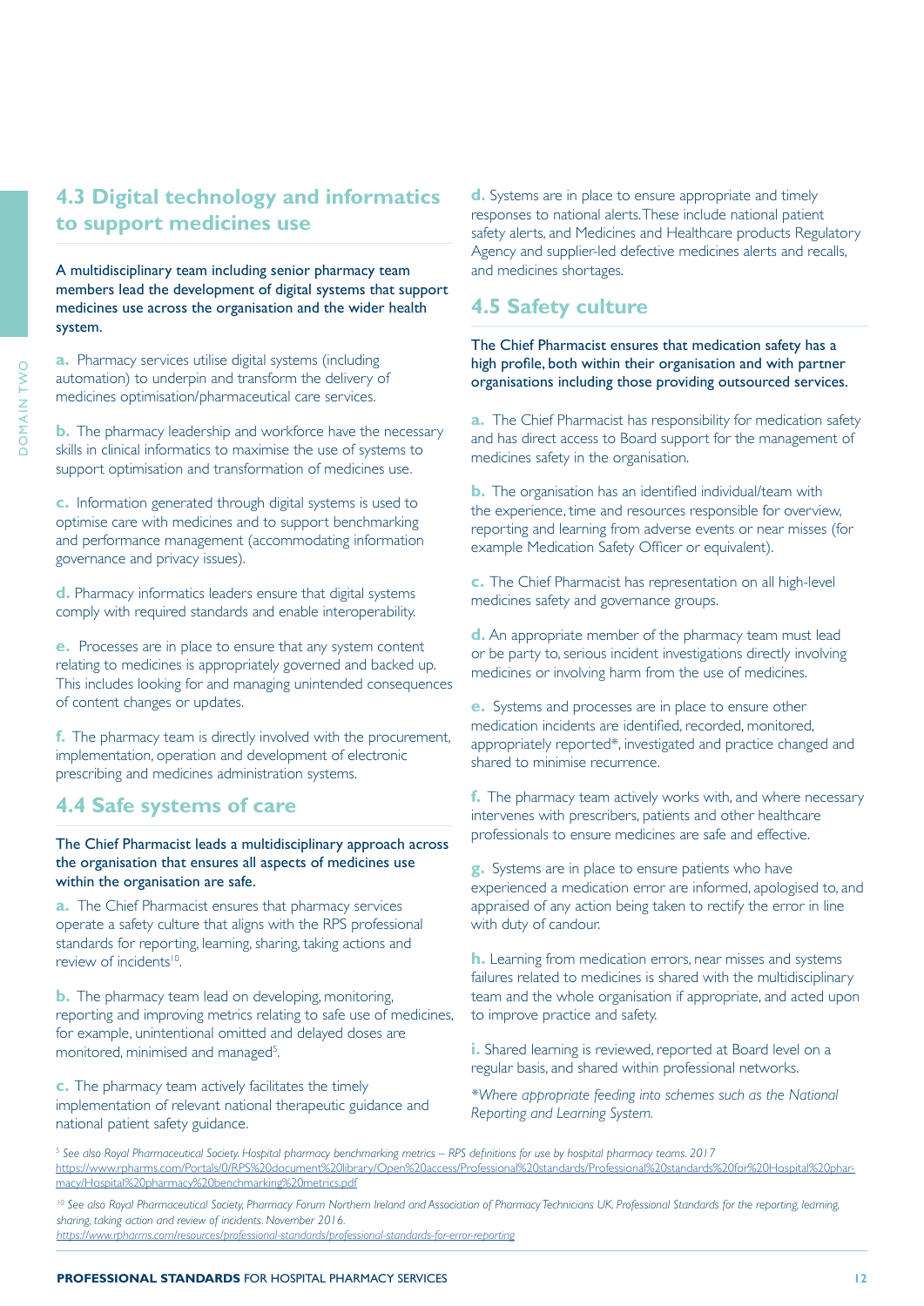## 4.3 Digital technology and informatics to support medicines use

A multidisciplinary team including senior pharmacy team members lead the development of digital systems that support medicines use across the organisation and the wider health system.

**a.** Pharmacy services utilise digital systems (including automation) to underpin and transform the delivery of medicines optimisation/pharmaceutical care services.

**b.** The pharmacy leadership and workforce have the necessary skills in clinical informatics to maximise the use of systems to support optimisation and transformation of medicines use.

**c.** Information generated through digital systems is used to optimise care with medicines and to support benchmarking and performance management (accommodating information governance and privacy issues).

**d.** Pharmacy informatics leaders ensure that digital systems comply with required standards and enable interoperability.

**e.** Processes are in place to ensure that any system content relating to medicines is appropriately governed and backed up. This includes looking for and managing unintended consequences of content changes or updates.

**f.** The pharmacy team is directly involved with the procurement, implementation, operation and development of electronic prescribing and medicines administration systems.

## 4.4 Safe systems of care

The Chief Pharmacist leads a multidisciplinary approach across the organisation that ensures all aspects of medicines use within the organisation are safe.

**a.** The Chief Pharmacist ensures that pharmacy services operate a safety culture that aligns with the RPS professional standards for reporting, learning, sharing, taking actions and review of incidents[10].

**b.** The pharmacy team lead on developing, monitoring, reporting and improving metrics relating to safe use of medicines, for example, unintentional omitted and delayed doses are monitored, minimised and managed[5].

**c.** The pharmacy team actively facilitates the timely implementation of relevant national therapeutic guidance and national patient safety guidance.

**d.** Systems are in place to ensure appropriate and timely responses to national alerts. These include national patient safety alerts, and Medicines and Healthcare products Regulatory Agency and supplier-led defective medicines alerts and recalls, and medicines shortages.

## 4.5 Safety culture

The Chief Pharmacist ensures that medication safety has a high profile, both within their organisation and with partner organisations including those providing outsourced services.

**a.** The Chief Pharmacist has responsibility for medication safety and has direct access to Board support for the management of medicines safety in the organisation.

**b.** The organisation has an identified individual/team with the experience, time and resources responsible for overview, reporting and learning from adverse events or near misses (for example Medication Safety Officer or equivalent).

**c.** The Chief Pharmacist has representation on all high-level medicines safety and governance groups.

**d.** An appropriate member of the pharmacy team must lead or be party to, serious incident investigations directly involving medicines or involving harm from the use of medicines.

**e.** Systems and processes are in place to ensure other medication incidents are identified, recorded, monitored, appropriately reported*, investigated and practice changed and shared to minimise recurrence.

**f.** The pharmacy team actively works with, and where necessary intervenes with prescribers, patients and other healthcare professionals to ensure medicines are safe and effective.

**g.** Systems are in place to ensure patients who have experienced a medication error are informed, apologised to, and appraised of any action being taken to rectify the error in line with duty of candour.

**h.** Learning from medication errors, near misses and systems failures related to medicines is shared with the multidisciplinary team and the whole organisation if appropriate, and acted upon to improve practice and safety.

**i.** Shared learning is reviewed, reported at Board level on a regular basis, and shared within professional networks.

*\*Where appropriate feeding into schemes such as the National Reporting and Learning System.*

---

[5] *See also Royal Pharmaceutical Society. Hospital pharmacy benchmarking metrics – RPS definitions for use by hospital pharmacy teams. 2017* https://www.rpharms.com/Portals/0/RPS%20document%20library/Open%20access/Professional%20standards/Professional%20standards%20for%20Hospital%20pharmacy/Hospital%20pharmacy%20benchmarking%20metrics.pdf

[10] *See also Royal Pharmaceutical Society, Pharmacy Forum Northern Ireland and Association of Pharmacy Technicians UK. Professional Standards for the reporting, learning, sharing, taking action and review of incidents. November 2016.* https://www.rpharms.com/resources/professional-standards/professional-standards-for-error-reporting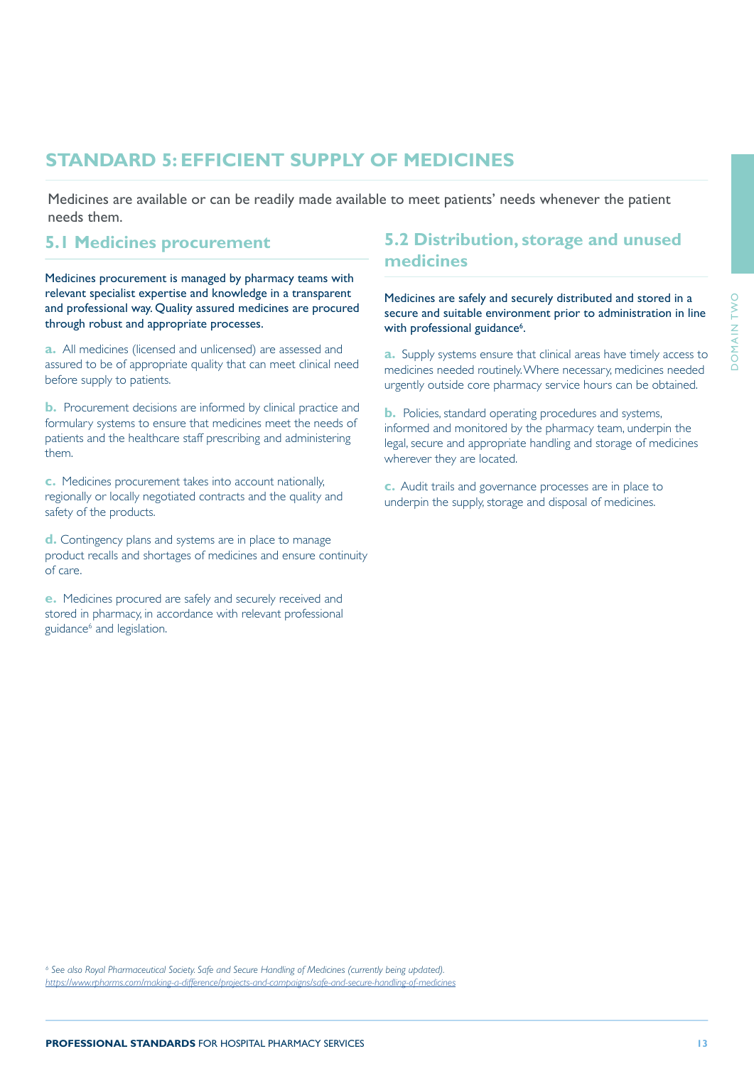## STANDARD 5: EFFICIENT SUPPLY OF MEDICINES

Medicines are available or can be readily made available to meet patients' needs whenever the patient needs them.

### 5.1 Medicines procurement

Medicines procurement is managed by pharmacy teams with relevant specialist expertise and knowledge in a transparent and professional way. Quality assured medicines are procured through robust and appropriate processes.

**a.** All medicines (licensed and unlicensed) are assessed and assured to be of appropriate quality that can meet clinical need before supply to patients.

**b.** Procurement decisions are informed by clinical practice and formulary systems to ensure that medicines meet the needs of patients and the healthcare staff prescribing and administering them.

**c.** Medicines procurement takes into account nationally, regionally or locally negotiated contracts and the quality and safety of the products.

**d.** Contingency plans and systems are in place to manage product recalls and shortages of medicines and ensure continuity of care.

**e.** Medicines procured are safely and securely received and stored in pharmacy, in accordance with relevant professional guidance[6] and legislation.

### 5.2 Distribution, storage and unused medicines

Medicines are safely and securely distributed and stored in a secure and suitable environment prior to administration in line with professional guidance[6].

**a.** Supply systems ensure that clinical areas have timely access to medicines needed routinely. Where necessary, medicines needed urgently outside core pharmacy service hours can be obtained.

**b.** Policies, standard operating procedures and systems, informed and monitored by the pharmacy team, underpin the legal, secure and appropriate handling and storage of medicines wherever they are located.

**c.** Audit trails and governance processes are in place to underpin the supply, storage and disposal of medicines.

[6] *See also Royal Pharmaceutical Society. Safe and Secure Handling of Medicines (currently being updated).* *https://www.rpharms.com/making-a-difference/projects-and-campaigns/safe-and-secure-handling-of-medicines*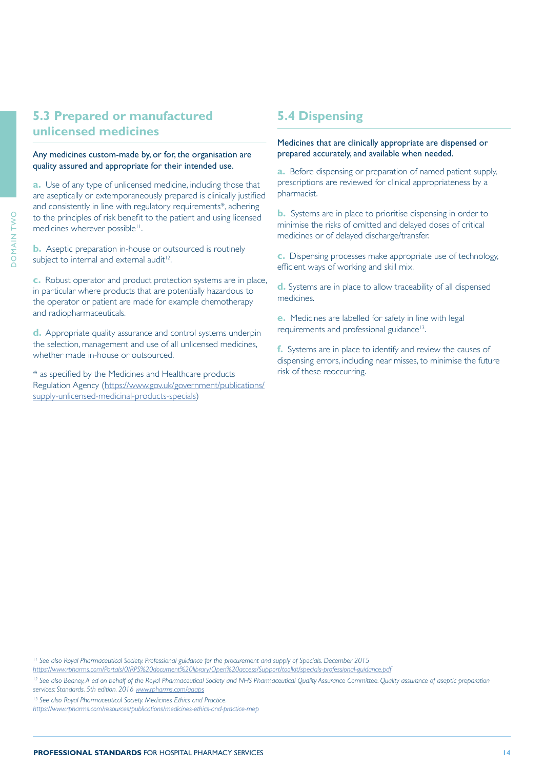## 5.3 Prepared or manufactured unlicensed medicines

Any medicines custom-made by, or for, the organisation are quality assured and appropriate for their intended use.

**a.** Use of any type of unlicensed medicine, including those that are aseptically or extemporaneously prepared is clinically justified and consistently in line with regulatory requirements*, adhering to the principles of risk benefit to the patient and using licensed medicines wherever possible[11].

**b.** Aseptic preparation in-house or outsourced is routinely subject to internal and external audit[12].

**c.** Robust operator and product protection systems are in place, in particular where products that are potentially hazardous to the operator or patient are made for example chemotherapy and radiopharmaceuticals.

**d.** Appropriate quality assurance and control systems underpin the selection, management and use of all unlicensed medicines, whether made in-house or outsourced.

* as specified by the Medicines and Healthcare products Regulation Agency (https://www.gov.uk/government/publications/supply-unlicensed-medicinal-products-specials)

## 5.4 Dispensing

Medicines that are clinically appropriate are dispensed or prepared accurately, and available when needed.

**a.** Before dispensing or preparation of named patient supply, prescriptions are reviewed for clinical appropriateness by a pharmacist.

**b.** Systems are in place to prioritise dispensing in order to minimise the risks of omitted and delayed doses of critical medicines or of delayed discharge/transfer.

**c.** Dispensing processes make appropriate use of technology, efficient ways of working and skill mix.

**d.** Systems are in place to allow traceability of all dispensed medicines.

**e.** Medicines are labelled for safety in line with legal requirements and professional guidance[13].

**f.** Systems are in place to identify and review the causes of dispensing errors, including near misses, to minimise the future risk of these reoccurring.

---

[11] *See also Royal Pharmaceutical Society. Professional guidance for the procurement and supply of Specials. December 2015* https://www.rpharms.com/Portals/0/RPS%20document%20library/Open%20access/Support/toolkit/specials-professional-guidance.pdf

[12] *See also Beaney, A ed on behalf of the Royal Pharmaceutical Society and NHS Pharmaceutical Quality Assurance Committee. Quality assurance of aseptic preparation services: Standards. 5th edition. 2016* www.rpharms.com/qaaps

[13] *See also Royal Pharmaceutical Society. Medicines Ethics and Practice.* https://www.rpharms.com/resources/publications/medicines-ethics-and-practice-mep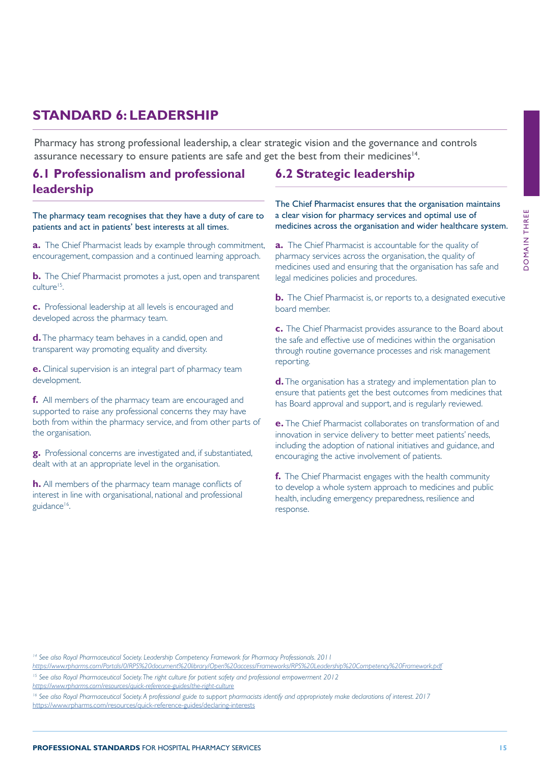## STANDARD 6: LEADERSHIP

Pharmacy has strong professional leadership, a clear strategic vision and the governance and controls assurance necessary to ensure patients are safe and get the best from their medicines[14].

### 6.1 Professionalism and professional leadership

The pharmacy team recognises that they have a duty of care to patients and act in patients' best interests at all times.

**a.** The Chief Pharmacist leads by example through commitment, encouragement, compassion and a continued learning approach.

**b.** The Chief Pharmacist promotes a just, open and transparent culture[15].

**c.** Professional leadership at all levels is encouraged and developed across the pharmacy team.

**d.** The pharmacy team behaves in a candid, open and transparent way promoting equality and diversity.

**e.** Clinical supervision is an integral part of pharmacy team development.

**f.** All members of the pharmacy team are encouraged and supported to raise any professional concerns they may have both from within the pharmacy service, and from other parts of the organisation.

**g.** Professional concerns are investigated and, if substantiated, dealt with at an appropriate level in the organisation.

**h.** All members of the pharmacy team manage conflicts of interest in line with organisational, national and professional guidance[16].

### 6.2 Strategic leadership

The Chief Pharmacist ensures that the organisation maintains a clear vision for pharmacy services and optimal use of medicines across the organisation and wider healthcare system.

**a.** The Chief Pharmacist is accountable for the quality of pharmacy services across the organisation, the quality of medicines used and ensuring that the organisation has safe and legal medicines policies and procedures.

**b.** The Chief Pharmacist is, or reports to, a designated executive board member.

**c.** The Chief Pharmacist provides assurance to the Board about the safe and effective use of medicines within the organisation through routine governance processes and risk management reporting.

**d.** The organisation has a strategy and implementation plan to ensure that patients get the best outcomes from medicines that has Board approval and support, and is regularly reviewed.

**e.** The Chief Pharmacist collaborates on transformation of and innovation in service delivery to better meet patients' needs, including the adoption of national initiatives and guidance, and encouraging the active involvement of patients.

**f.** The Chief Pharmacist engages with the health community to develop a whole system approach to medicines and public health, including emergency preparedness, resilience and response.

---

[14] *See also Royal Pharmaceutical Society. Leadership Competency Framework for Pharmacy Professionals. 2011* https://www.rpharms.com/Portals/0/RPS%20document%20library/Open%20access/Frameworks/RPS%20Leadership%20Competency%20Framework.pdf

[15] *See also Royal Pharmaceutical Society. The right culture for patient safety and professional empowerment 2012* https://www.rpharms.com/resources/quick-reference-guides/the-right-culture

[16] *See also Royal Pharmaceutical Society. A professional guide to support pharmacists identify and appropriately make declarations of interest. 2017* https://www.rpharms.com/resources/quick-reference-guides/declaring-interests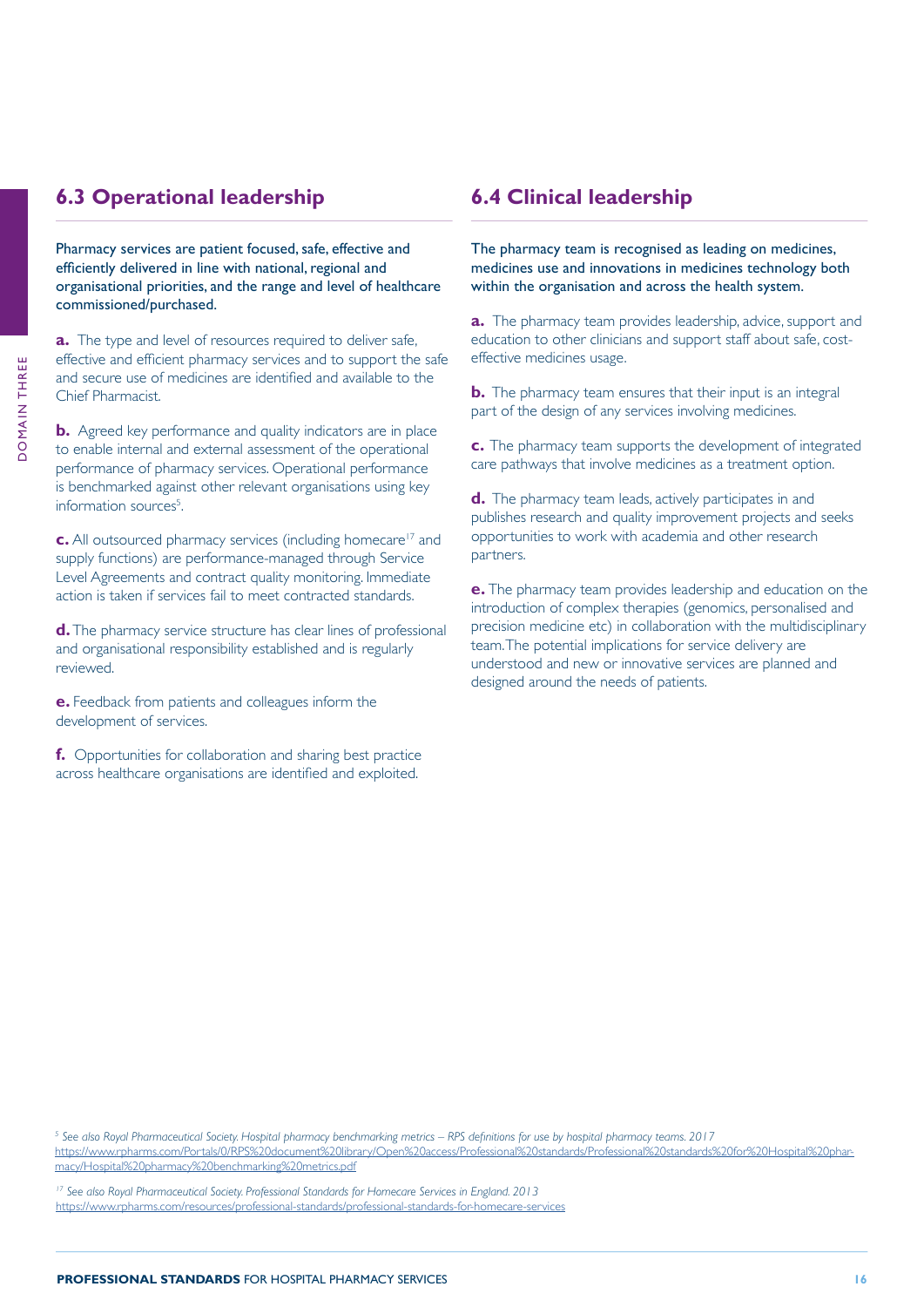## 6.3 Operational leadership

Pharmacy services are patient focused, safe, effective and efficiently delivered in line with national, regional and organisational priorities, and the range and level of healthcare commissioned/purchased.

**a.** The type and level of resources required to deliver safe, effective and efficient pharmacy services and to support the safe and secure use of medicines are identified and available to the Chief Pharmacist.

**b.** Agreed key performance and quality indicators are in place to enable internal and external assessment of the operational performance of pharmacy services. Operational performance is benchmarked against other relevant organisations using key information sources[5].

**c.** All outsourced pharmacy services (including homecare[17] and supply functions) are performance-managed through Service Level Agreements and contract quality monitoring. Immediate action is taken if services fail to meet contracted standards.

**d.** The pharmacy service structure has clear lines of professional and organisational responsibility established and is regularly reviewed.

**e.** Feedback from patients and colleagues inform the development of services.

**f.** Opportunities for collaboration and sharing best practice across healthcare organisations are identified and exploited.

## 6.4 Clinical leadership

The pharmacy team is recognised as leading on medicines, medicines use and innovations in medicines technology both within the organisation and across the health system.

**a.** The pharmacy team provides leadership, advice, support and education to other clinicians and support staff about safe, cost-effective medicines usage.

**b.** The pharmacy team ensures that their input is an integral part of the design of any services involving medicines.

**c.** The pharmacy team supports the development of integrated care pathways that involve medicines as a treatment option.

**d.** The pharmacy team leads, actively participates in and publishes research and quality improvement projects and seeks opportunities to work with academia and other research partners.

**e.** The pharmacy team provides leadership and education on the introduction of complex therapies (genomics, personalised and precision medicine etc) in collaboration with the multidisciplinary team. The potential implications for service delivery are understood and new or innovative services are planned and designed around the needs of patients.

---

[5] *See also Royal Pharmaceutical Society. Hospital pharmacy benchmarking metrics – RPS definitions for use by hospital pharmacy teams. 2017*
https://www.rpharms.com/Portals/0/RPS%20document%20library/Open%20access/Professional%20standards/Professional%20standards%20for%20Hospital%20pharmacy/Hospital%20pharmacy%20benchmarking%20metrics.pdf

[17] *See also Royal Pharmaceutical Society. Professional Standards for Homecare Services in England. 2013*
https://www.rpharms.com/resources/professional-standards/professional-standards-for-homecare-services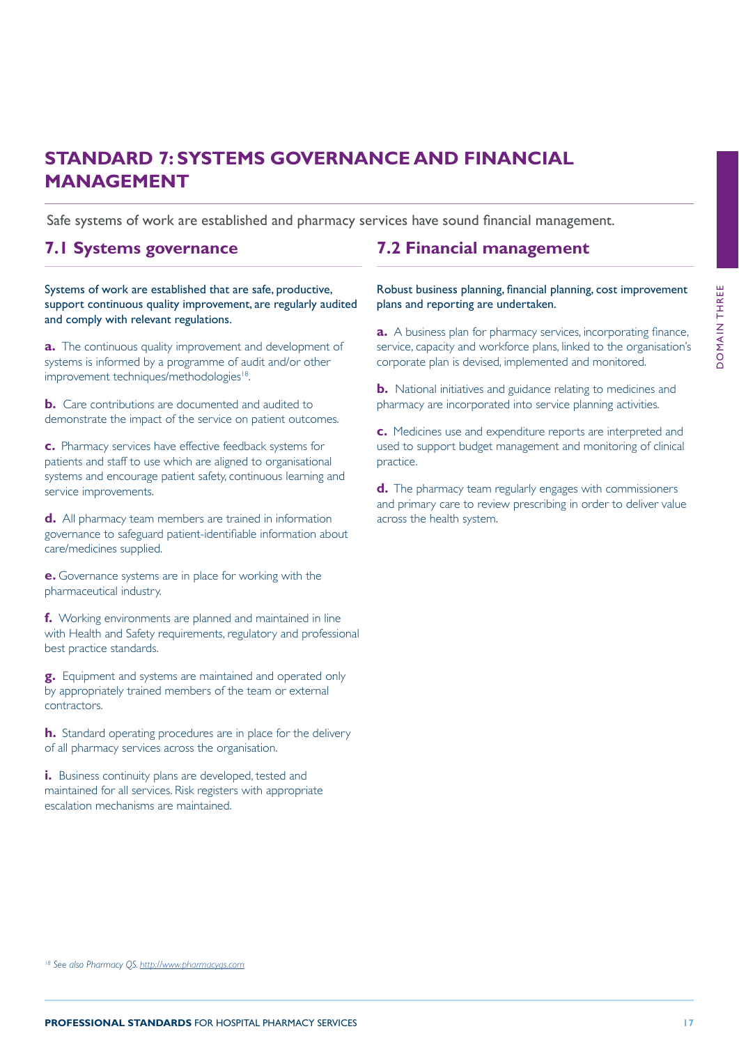# STANDARD 7: SYSTEMS GOVERNANCE AND FINANCIAL MANAGEMENT

Safe systems of work are established and pharmacy services have sound financial management.

## 7.1 Systems governance

Systems of work are established that are safe, productive, support continuous quality improvement, are regularly audited and comply with relevant regulations.

**a.** The continuous quality improvement and development of systems is informed by a programme of audit and/or other improvement techniques/methodologies[18].

**b.** Care contributions are documented and audited to demonstrate the impact of the service on patient outcomes.

**c.** Pharmacy services have effective feedback systems for patients and staff to use which are aligned to organisational systems and encourage patient safety, continuous learning and service improvements.

**d.** All pharmacy team members are trained in information governance to safeguard patient-identifiable information about care/medicines supplied.

**e.** Governance systems are in place for working with the pharmaceutical industry.

**f.** Working environments are planned and maintained in line with Health and Safety requirements, regulatory and professional best practice standards.

**g.** Equipment and systems are maintained and operated only by appropriately trained members of the team or external contractors.

**h.** Standard operating procedures are in place for the delivery of all pharmacy services across the organisation.

**i.** Business continuity plans are developed, tested and maintained for all services. Risk registers with appropriate escalation mechanisms are maintained.

## 7.2 Financial management

Robust business planning, financial planning, cost improvement plans and reporting are undertaken.

**a.** A business plan for pharmacy services, incorporating finance, service, capacity and workforce plans, linked to the organisation's corporate plan is devised, implemented and monitored.

**b.** National initiatives and guidance relating to medicines and pharmacy are incorporated into service planning activities.

**c.** Medicines use and expenditure reports are interpreted and used to support budget management and monitoring of clinical practice.

**d.** The pharmacy team regularly engages with commissioners and primary care to review prescribing in order to deliver value across the health system.

---

[18] *See also Pharmacy QS. http://www.pharmacyqs.com*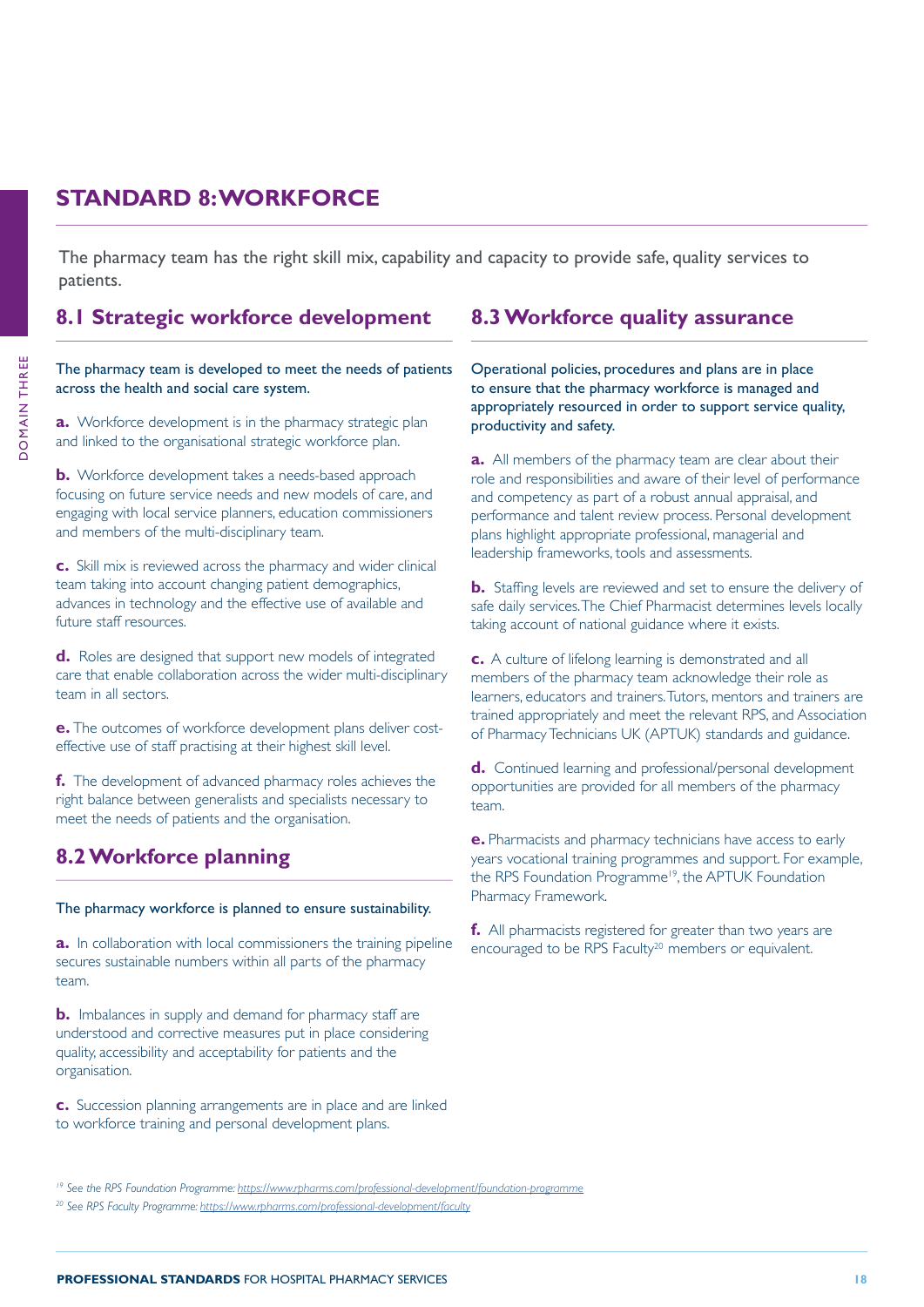# STANDARD 8: WORKFORCE

The pharmacy team has the right skill mix, capability and capacity to provide safe, quality services to patients.

## 8.1 Strategic workforce development

The pharmacy team is developed to meet the needs of patients across the health and social care system.

**a.** Workforce development is in the pharmacy strategic plan and linked to the organisational strategic workforce plan.

**b.** Workforce development takes a needs-based approach focusing on future service needs and new models of care, and engaging with local service planners, education commissioners and members of the multi-disciplinary team.

**c.** Skill mix is reviewed across the pharmacy and wider clinical team taking into account changing patient demographics, advances in technology and the effective use of available and future staff resources.

**d.** Roles are designed that support new models of integrated care that enable collaboration across the wider multi-disciplinary team in all sectors.

**e.** The outcomes of workforce development plans deliver cost-effective use of staff practising at their highest skill level.

**f.** The development of advanced pharmacy roles achieves the right balance between generalists and specialists necessary to meet the needs of patients and the organisation.

## 8.2 Workforce planning

The pharmacy workforce is planned to ensure sustainability.

**a.** In collaboration with local commissioners the training pipeline secures sustainable numbers within all parts of the pharmacy team.

**b.** Imbalances in supply and demand for pharmacy staff are understood and corrective measures put in place considering quality, accessibility and acceptability for patients and the organisation.

**c.** Succession planning arrangements are in place and are linked to workforce training and personal development plans.

## 8.3 Workforce quality assurance

Operational policies, procedures and plans are in place to ensure that the pharmacy workforce is managed and appropriately resourced in order to support service quality, productivity and safety.

**a.** All members of the pharmacy team are clear about their role and responsibilities and aware of their level of performance and competency as part of a robust annual appraisal, and performance and talent review process. Personal development plans highlight appropriate professional, managerial and leadership frameworks, tools and assessments.

**b.** Staffing levels are reviewed and set to ensure the delivery of safe daily services. The Chief Pharmacist determines levels locally taking account of national guidance where it exists.

**c.** A culture of lifelong learning is demonstrated and all members of the pharmacy team acknowledge their role as learners, educators and trainers. Tutors, mentors and trainers are trained appropriately and meet the relevant RPS, and Association of Pharmacy Technicians UK (APTUK) standards and guidance.

**d.** Continued learning and professional/personal development opportunities are provided for all members of the pharmacy team.

**e.** Pharmacists and pharmacy technicians have access to early years vocational training programmes and support. For example, the RPS Foundation Programme[19], the APTUK Foundation Pharmacy Framework.

**f.** All pharmacists registered for greater than two years are encouraged to be RPS Faculty[20] members or equivalent.

---

*[19] See the RPS Foundation Programme: https://www.rpharms.com/professional-development/foundation-programme*

*[20] See RPS Faculty Programme: https://www.rpharms.com/professional-development/faculty*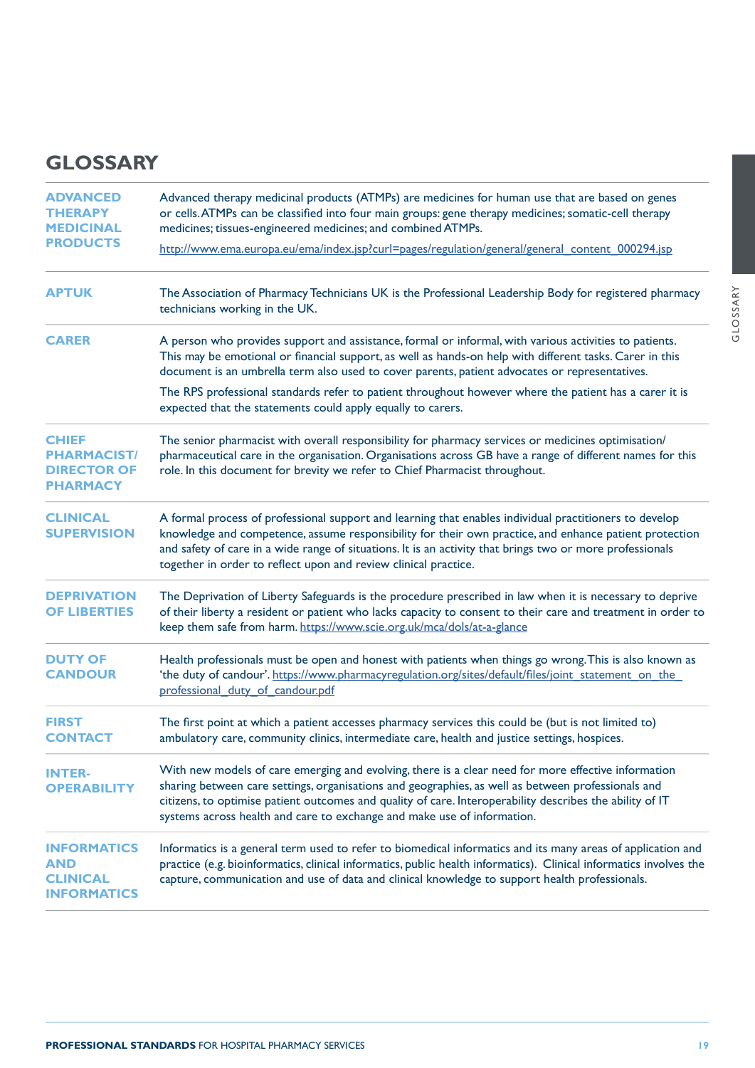# GLOSSARY

| | |
|---|---|
| **ADVANCED THERAPY MEDICINAL PRODUCTS** | Advanced therapy medicinal products (ATMPs) are medicines for human use that are based on genes or cells. ATMPs can be classified into four main groups: gene therapy medicines; somatic-cell therapy medicines; tissues-engineered medicines; and combined ATMPs. http://www.ema.europa.eu/ema/index.jsp?curl=pages/regulation/general/general_content_000294.jsp |
| **APTUK** | The Association of Pharmacy Technicians UK is the Professional Leadership Body for registered pharmacy technicians working in the UK. |
| **CARER** | A person who provides support and assistance, formal or informal, with various activities to patients. This may be emotional or financial support, as well as hands-on help with different tasks. Carer in this document is an umbrella term also used to cover parents, patient advocates or representatives. The RPS professional standards refer to patient throughout however where the patient has a carer it is expected that the statements could apply equally to carers. |
| **CHIEF PHARMACIST/ DIRECTOR OF PHARMACY** | The senior pharmacist with overall responsibility for pharmacy services or medicines optimisation/ pharmaceutical care in the organisation. Organisations across GB have a range of different names for this role. In this document for brevity we refer to Chief Pharmacist throughout. |
| **CLINICAL SUPERVISION** | A formal process of professional support and learning that enables individual practitioners to develop knowledge and competence, assume responsibility for their own practice, and enhance patient protection and safety of care in a wide range of situations. It is an activity that brings two or more professionals together in order to reflect upon and review clinical practice. |
| **DEPRIVATION OF LIBERTIES** | The Deprivation of Liberty Safeguards is the procedure prescribed in law when it is necessary to deprive of their liberty a resident or patient who lacks capacity to consent to their care and treatment in order to keep them safe from harm. https://www.scie.org.uk/mca/dols/at-a-glance |
| **DUTY OF CANDOUR** | Health professionals must be open and honest with patients when things go wrong. This is also known as 'the duty of candour'. https://www.pharmacyregulation.org/sites/default/files/joint_statement_on_the_professional_duty_of_candour.pdf |
| **FIRST CONTACT** | The first point at which a patient accesses pharmacy services this could be (but is not limited to) ambulatory care, community clinics, intermediate care, health and justice settings, hospices. |
| **INTER-OPERABILITY** | With new models of care emerging and evolving, there is a clear need for more effective information sharing between care settings, organisations and geographies, as well as between professionals and citizens, to optimise patient outcomes and quality of care. Interoperability describes the ability of IT systems across health and care to exchange and make use of information. |
| **INFORMATICS AND CLINICAL INFORMATICS** | Informatics is a general term used to refer to biomedical informatics and its many areas of application and practice (e.g. bioinformatics, clinical informatics, public health informatics). Clinical informatics involves the capture, communication and use of data and clinical knowledge to support health professionals. |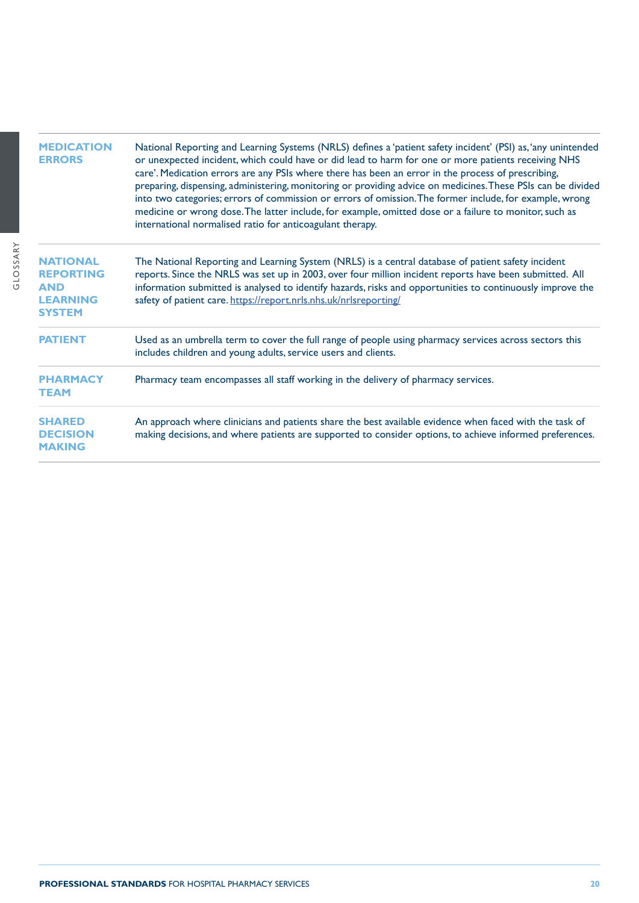| | |
|---|---|
| **MEDICATION ERRORS** | National Reporting and Learning Systems (NRLS) defines a 'patient safety incident' (PSI) as, 'any unintended or unexpected incident, which could have or did lead to harm for one or more patients receiving NHS care'. Medication errors are any PSIs where there has been an error in the process of prescribing, preparing, dispensing, administering, monitoring or providing advice on medicines. These PSIs can be divided into two categories; errors of commission or errors of omission. The former include, for example, wrong medicine or wrong dose. The latter include, for example, omitted dose or a failure to monitor, such as international normalised ratio for anticoagulant therapy. |
| **NATIONAL REPORTING AND LEARNING SYSTEM** | The National Reporting and Learning System (NRLS) is a central database of patient safety incident reports. Since the NRLS was set up in 2003, over four million incident reports have been submitted. All information submitted is analysed to identify hazards, risks and opportunities to continuously improve the safety of patient care. https://report.nrls.nhs.uk/nrlsreporting/ |
| **PATIENT** | Used as an umbrella term to cover the full range of people using pharmacy services across sectors this includes children and young adults, service users and clients. |
| **PHARMACY TEAM** | Pharmacy team encompasses all staff working in the delivery of pharmacy services. |
| **SHARED DECISION MAKING** | An approach where clinicians and patients share the best available evidence when faced with the task of making decisions, and where patients are supported to consider options, to achieve informed preferences. |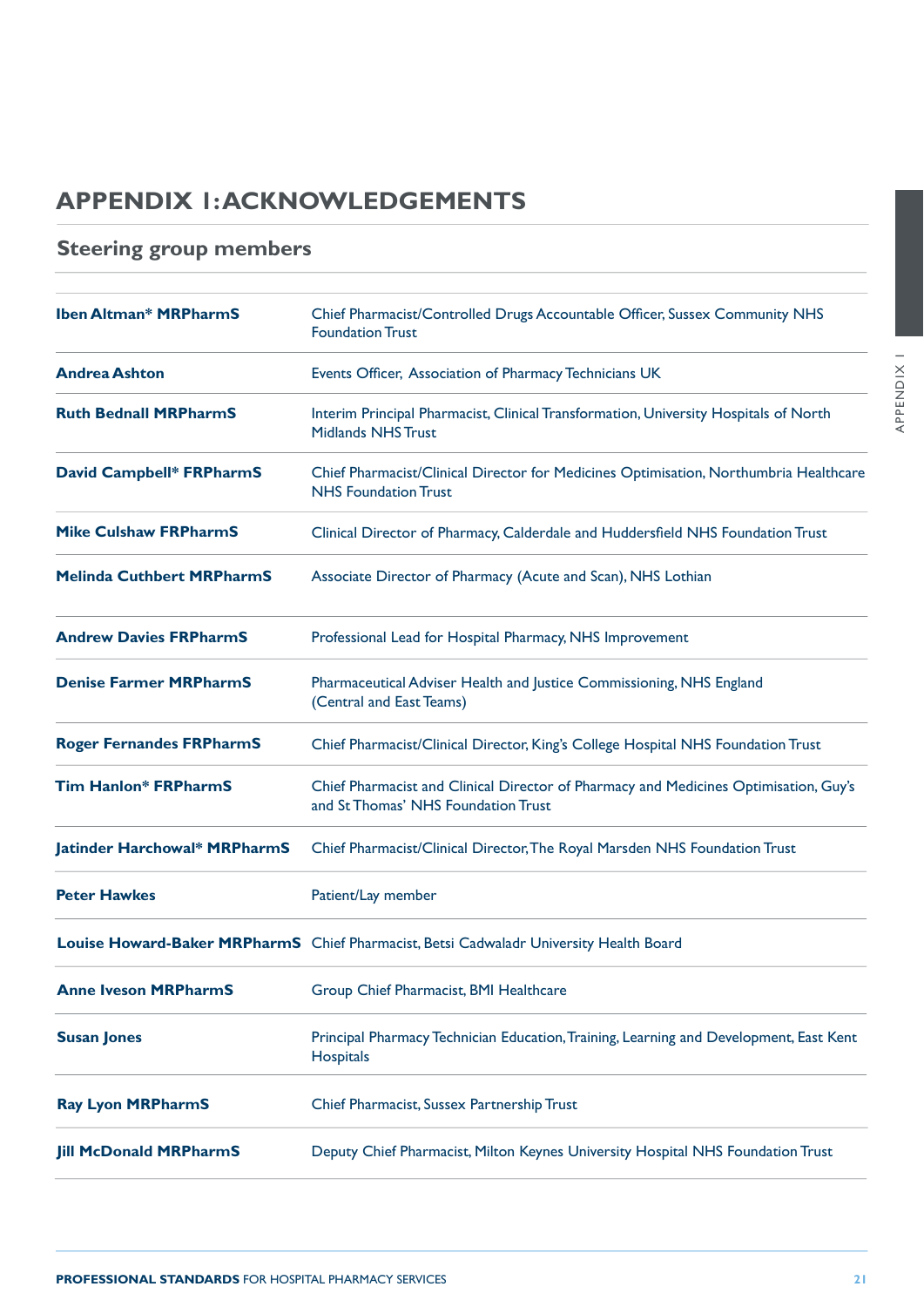# APPENDIX 1: ACKNOWLEDGEMENTS

## Steering group members

| Name | Role |
|---|---|
| **Iben Altman* MRPharmS** | Chief Pharmacist/Controlled Drugs Accountable Officer, Sussex Community NHS Foundation Trust |
| **Andrea Ashton** | Events Officer, Association of Pharmacy Technicians UK |
| **Ruth Bednall MRPharmS** | Interim Principal Pharmacist, Clinical Transformation, University Hospitals of North Midlands NHS Trust |
| **David Campbell* FRPharmS** | Chief Pharmacist/Clinical Director for Medicines Optimisation, Northumbria Healthcare NHS Foundation Trust |
| **Mike Culshaw FRPharmS** | Clinical Director of Pharmacy, Calderdale and Huddersfield NHS Foundation Trust |
| **Melinda Cuthbert MRPharmS** | Associate Director of Pharmacy (Acute and Scan), NHS Lothian |
| **Andrew Davies FRPharmS** | Professional Lead for Hospital Pharmacy, NHS Improvement |
| **Denise Farmer MRPharmS** | Pharmaceutical Adviser Health and Justice Commissioning, NHS England (Central and East Teams) |
| **Roger Fernandes FRPharmS** | Chief Pharmacist/Clinical Director, King's College Hospital NHS Foundation Trust |
| **Tim Hanlon* FRPharmS** | Chief Pharmacist and Clinical Director of Pharmacy and Medicines Optimisation, Guy's and St Thomas' NHS Foundation Trust |
| **Jatinder Harchowal* MRPharmS** | Chief Pharmacist/Clinical Director, The Royal Marsden NHS Foundation Trust |
| **Peter Hawkes** | Patient/Lay member |
| **Louise Howard-Baker MRPharmS** | Chief Pharmacist, Betsi Cadwaladr University Health Board |
| **Anne Iveson MRPharmS** | Group Chief Pharmacist, BMI Healthcare |
| **Susan Jones** | Principal Pharmacy Technician Education, Training, Learning and Development, East Kent Hospitals |
| **Ray Lyon MRPharmS** | Chief Pharmacist, Sussex Partnership Trust |
| **Jill McDonald MRPharmS** | Deputy Chief Pharmacist, Milton Keynes University Hospital NHS Foundation Trust |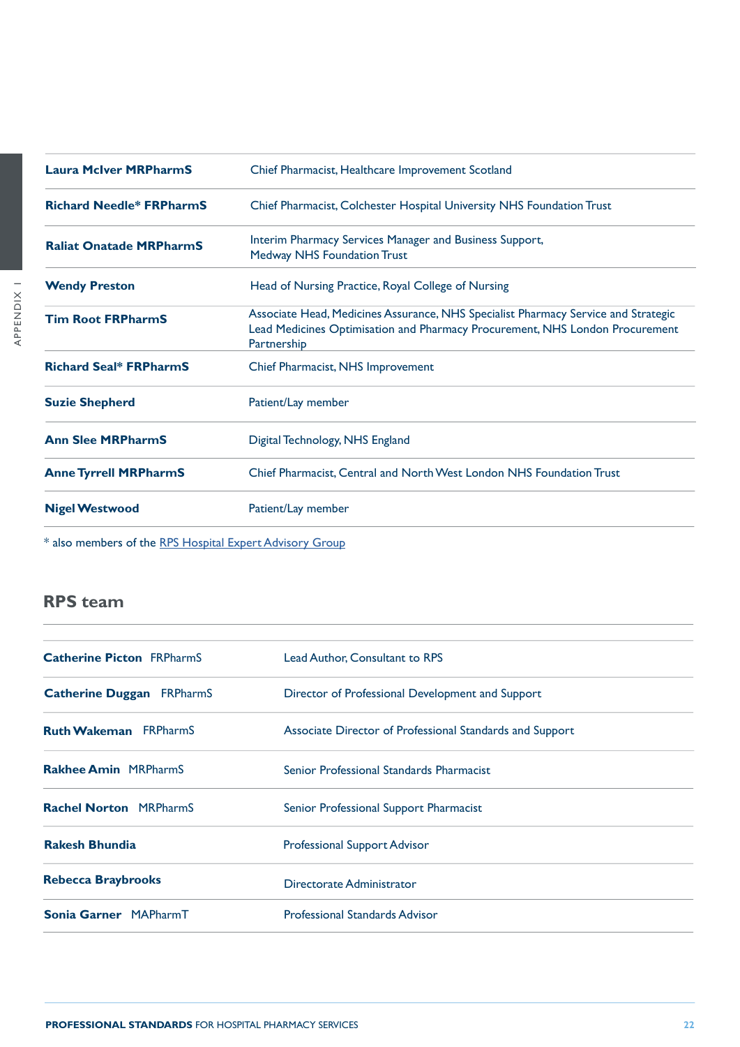| | |
|---|---|
| **Laura McIver MRPharmS** | Chief Pharmacist, Healthcare Improvement Scotland |
| **Richard Needle* FRPharmS** | Chief Pharmacist, Colchester Hospital University NHS Foundation Trust |
| **Raliat Onatade MRPharmS** | Interim Pharmacy Services Manager and Business Support, Medway NHS Foundation Trust |
| **Wendy Preston** | Head of Nursing Practice, Royal College of Nursing |
| **Tim Root FRPharmS** | Associate Head, Medicines Assurance, NHS Specialist Pharmacy Service and Strategic Lead Medicines Optimisation and Pharmacy Procurement, NHS London Procurement Partnership |
| **Richard Seal* FRPharmS** | Chief Pharmacist, NHS Improvement |
| **Suzie Shepherd** | Patient/Lay member |
| **Ann Slee MRPharmS** | Digital Technology, NHS England |
| **Anne Tyrrell MRPharmS** | Chief Pharmacist, Central and North West London NHS Foundation Trust |
| **Nigel Westwood** | Patient/Lay member |

* also members of the RPS Hospital Expert Advisory Group

## RPS team

| | |
|---|---|
| **Catherine Picton** FRPharmS | Lead Author, Consultant to RPS |
| **Catherine Duggan** FRPharmS | Director of Professional Development and Support |
| **Ruth Wakeman** FRPharmS | Associate Director of Professional Standards and Support |
| **Rakhee Amin** MRPharmS | Senior Professional Standards Pharmacist |
| **Rachel Norton** MRPharmS | Senior Professional Support Pharmacist |
| **Rakesh Bhundia** | Professional Support Advisor |
| **Rebecca Braybrooks** | Directorate Administrator |
| **Sonia Garner** MAPharmT | Professional Standards Advisor |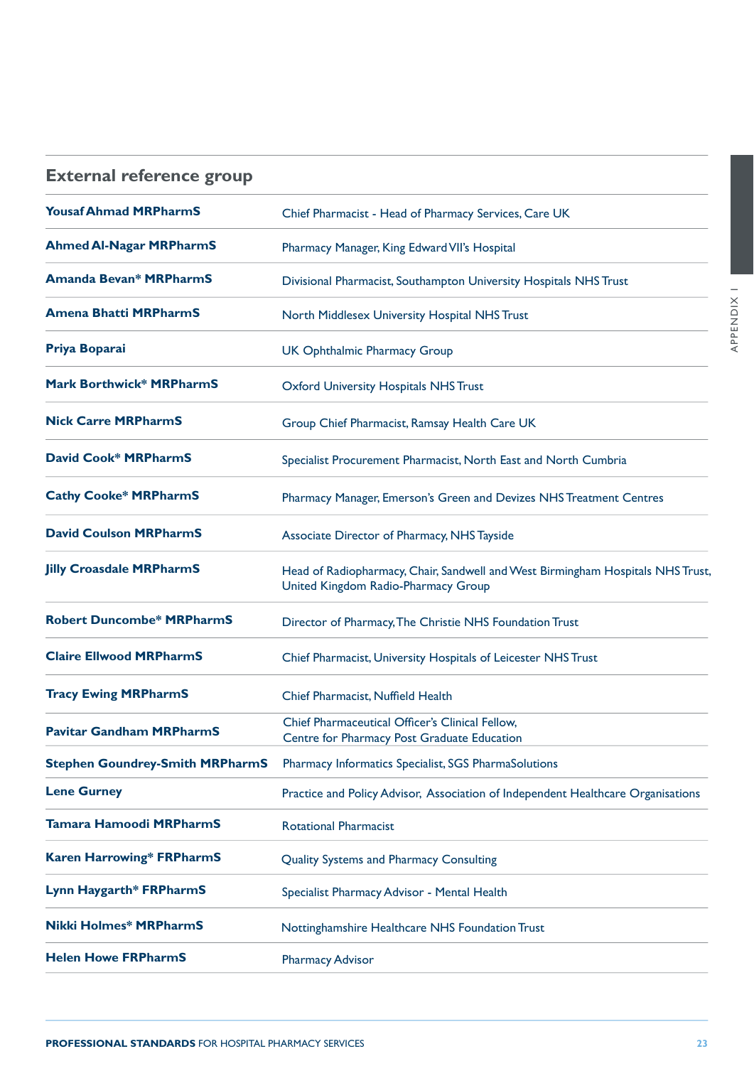## External reference group

| | |
|---|---|
| **Yousaf Ahmad MRPharmS** | Chief Pharmacist - Head of Pharmacy Services, Care UK |
| **Ahmed Al-Nagar MRPharmS** | Pharmacy Manager, King Edward VII's Hospital |
| **Amanda Bevan* MRPharmS** | Divisional Pharmacist, Southampton University Hospitals NHS Trust |
| **Amena Bhatti MRPharmS** | North Middlesex University Hospital NHS Trust |
| **Priya Boparai** | UK Ophthalmic Pharmacy Group |
| **Mark Borthwick* MRPharmS** | Oxford University Hospitals NHS Trust |
| **Nick Carre MRPharmS** | Group Chief Pharmacist, Ramsay Health Care UK |
| **David Cook* MRPharmS** | Specialist Procurement Pharmacist, North East and North Cumbria |
| **Cathy Cooke* MRPharmS** | Pharmacy Manager, Emerson's Green and Devizes NHS Treatment Centres |
| **David Coulson MRPharmS** | Associate Director of Pharmacy, NHS Tayside |
| **Jilly Croasdale MRPharmS** | Head of Radiopharmacy, Chair, Sandwell and West Birmingham Hospitals NHS Trust, United Kingdom Radio-Pharmacy Group |
| **Robert Duncombe* MRPharmS** | Director of Pharmacy, The Christie NHS Foundation Trust |
| **Claire Ellwood MRPharmS** | Chief Pharmacist, University Hospitals of Leicester NHS Trust |
| **Tracy Ewing MRPharmS** | Chief Pharmacist, Nuffield Health |
| **Pavitar Gandham MRPharmS** | Chief Pharmaceutical Officer's Clinical Fellow, Centre for Pharmacy Post Graduate Education |
| **Stephen Goundrey-Smith MRPharmS** | Pharmacy Informatics Specialist, SGS PharmaSolutions |
| **Lene Gurney** | Practice and Policy Advisor, Association of Independent Healthcare Organisations |
| **Tamara Hamoodi MRPharmS** | Rotational Pharmacist |
| **Karen Harrowing* FRPharmS** | Quality Systems and Pharmacy Consulting |
| **Lynn Haygarth* FRPharmS** | Specialist Pharmacy Advisor - Mental Health |
| **Nikki Holmes* MRPharmS** | Nottinghamshire Healthcare NHS Foundation Trust |
| **Helen Howe FRPharmS** | Pharmacy Advisor |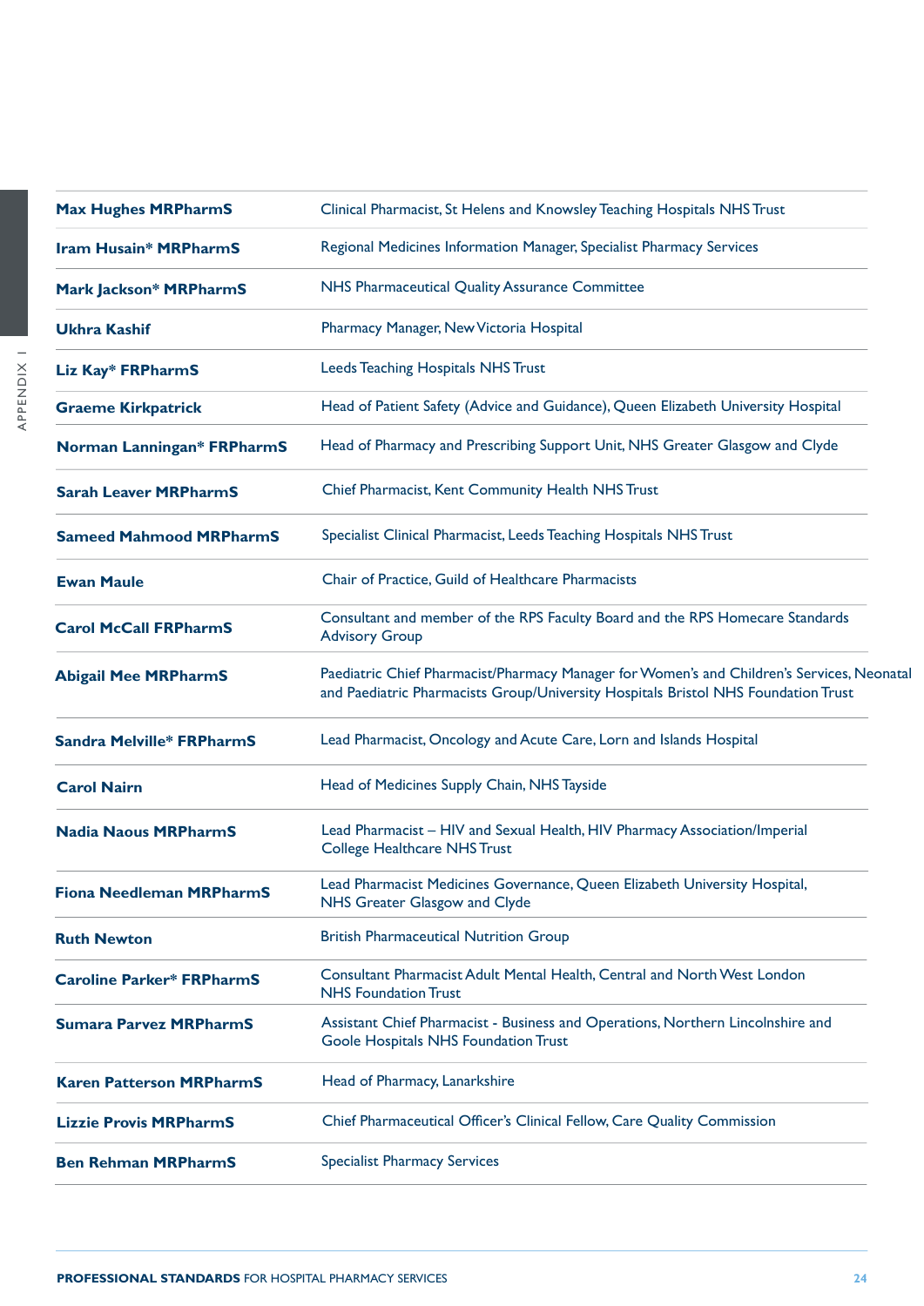| | |
|---|---|
| **Max Hughes MRPharmS** | Clinical Pharmacist, St Helens and Knowsley Teaching Hospitals NHS Trust |
| **Iram Husain* MRPharmS** | Regional Medicines Information Manager, Specialist Pharmacy Services |
| **Mark Jackson* MRPharmS** | NHS Pharmaceutical Quality Assurance Committee |
| **Ukhra Kashif** | Pharmacy Manager, New Victoria Hospital |
| **Liz Kay* FRPharmS** | Leeds Teaching Hospitals NHS Trust |
| **Graeme Kirkpatrick** | Head of Patient Safety (Advice and Guidance), Queen Elizabeth University Hospital |
| **Norman Lanningan* FRPharmS** | Head of Pharmacy and Prescribing Support Unit, NHS Greater Glasgow and Clyde |
| **Sarah Leaver MRPharmS** | Chief Pharmacist, Kent Community Health NHS Trust |
| **Sameed Mahmood MRPharmS** | Specialist Clinical Pharmacist, Leeds Teaching Hospitals NHS Trust |
| **Ewan Maule** | Chair of Practice, Guild of Healthcare Pharmacists |
| **Carol McCall FRPharmS** | Consultant and member of the RPS Faculty Board and the RPS Homecare Standards Advisory Group |
| **Abigail Mee MRPharmS** | Paediatric Chief Pharmacist/Pharmacy Manager for Women's and Children's Services, Neonatal and Paediatric Pharmacists Group/University Hospitals Bristol NHS Foundation Trust |
| **Sandra Melville* FRPharmS** | Lead Pharmacist, Oncology and Acute Care, Lorn and Islands Hospital |
| **Carol Nairn** | Head of Medicines Supply Chain, NHS Tayside |
| **Nadia Naous MRPharmS** | Lead Pharmacist – HIV and Sexual Health, HIV Pharmacy Association/Imperial College Healthcare NHS Trust |
| **Fiona Needleman MRPharmS** | Lead Pharmacist Medicines Governance, Queen Elizabeth University Hospital, NHS Greater Glasgow and Clyde |
| **Ruth Newton** | British Pharmaceutical Nutrition Group |
| **Caroline Parker* FRPharmS** | Consultant Pharmacist Adult Mental Health, Central and North West London NHS Foundation Trust |
| **Sumara Parvez MRPharmS** | Assistant Chief Pharmacist - Business and Operations, Northern Lincolnshire and Goole Hospitals NHS Foundation Trust |
| **Karen Patterson MRPharmS** | Head of Pharmacy, Lanarkshire |
| **Lizzie Provis MRPharmS** | Chief Pharmaceutical Officer's Clinical Fellow, Care Quality Commission |
| **Ben Rehman MRPharmS** | Specialist Pharmacy Services |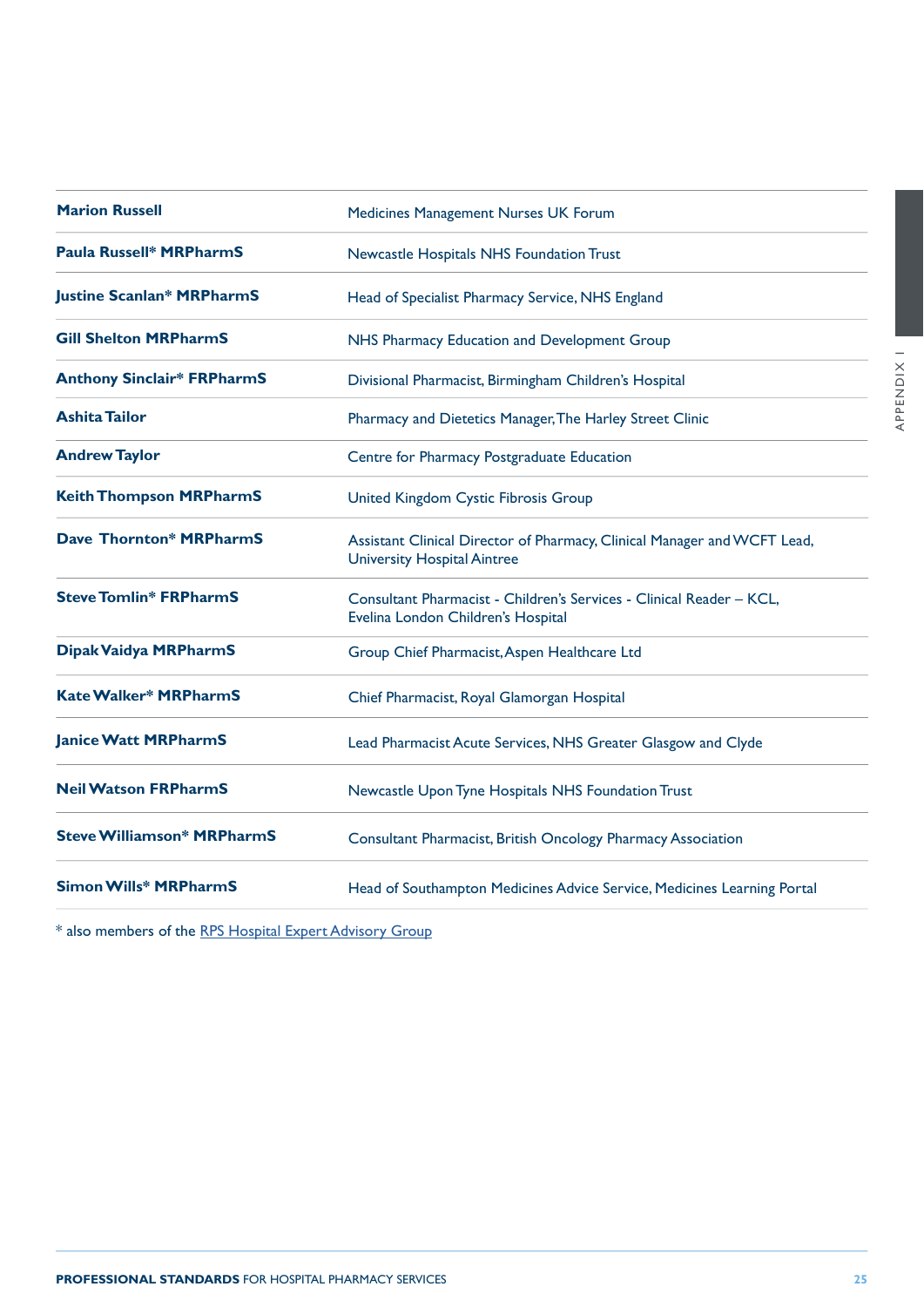| | |
|---|---|
| **Marion Russell** | Medicines Management Nurses UK Forum |
| **Paula Russell* MRPharmS** | Newcastle Hospitals NHS Foundation Trust |
| **Justine Scanlan* MRPharmS** | Head of Specialist Pharmacy Service, NHS England |
| **Gill Shelton MRPharmS** | NHS Pharmacy Education and Development Group |
| **Anthony Sinclair* FRPharmS** | Divisional Pharmacist, Birmingham Children's Hospital |
| **Ashita Tailor** | Pharmacy and Dietetics Manager, The Harley Street Clinic |
| **Andrew Taylor** | Centre for Pharmacy Postgraduate Education |
| **Keith Thompson MRPharmS** | United Kingdom Cystic Fibrosis Group |
| **Dave Thornton* MRPharmS** | Assistant Clinical Director of Pharmacy, Clinical Manager and WCFT Lead, University Hospital Aintree |
| **Steve Tomlin* FRPharmS** | Consultant Pharmacist - Children's Services - Clinical Reader – KCL, Evelina London Children's Hospital |
| **Dipak Vaidya MRPharmS** | Group Chief Pharmacist, Aspen Healthcare Ltd |
| **Kate Walker* MRPharmS** | Chief Pharmacist, Royal Glamorgan Hospital |
| **Janice Watt MRPharmS** | Lead Pharmacist Acute Services, NHS Greater Glasgow and Clyde |
| **Neil Watson FRPharmS** | Newcastle Upon Tyne Hospitals NHS Foundation Trust |
| **Steve Williamson* MRPharmS** | Consultant Pharmacist, British Oncology Pharmacy Association |
| **Simon Wills* MRPharmS** | Head of Southampton Medicines Advice Service, Medicines Learning Portal |

* also members of the RPS Hospital Expert Advisory Group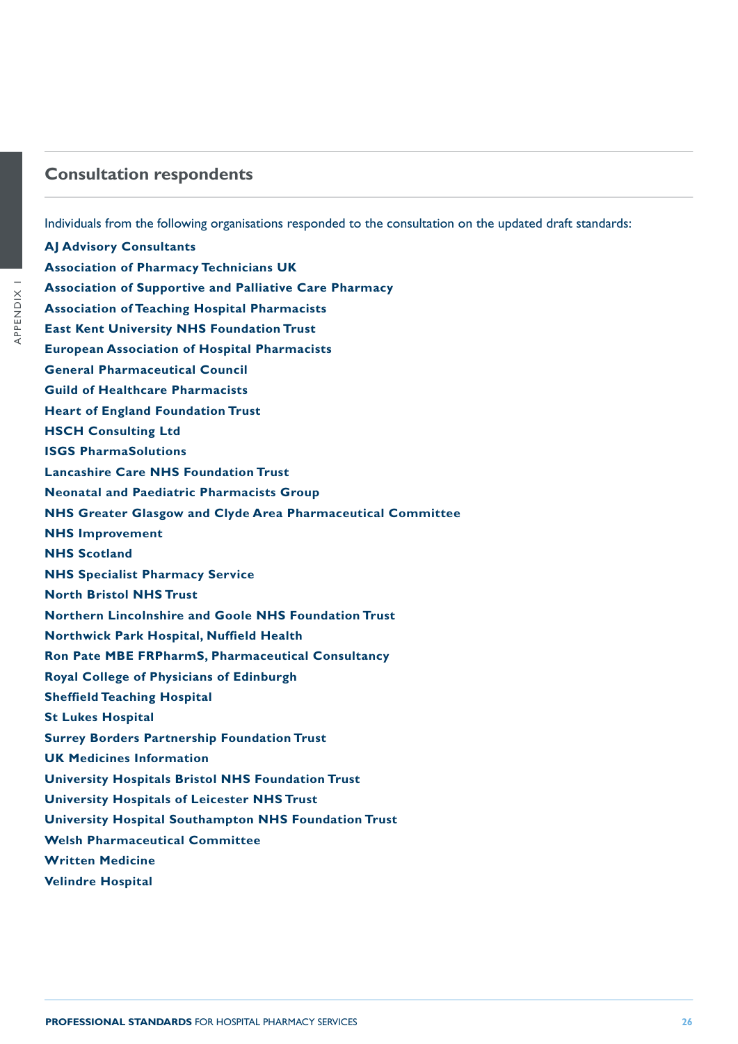## Consultation respondents

Individuals from the following organisations responded to the consultation on the updated draft standards:

**AJ Advisory Consultants**
**Association of Pharmacy Technicians UK**
**Association of Supportive and Palliative Care Pharmacy**
**Association of Teaching Hospital Pharmacists**
**East Kent University NHS Foundation Trust**
**European Association of Hospital Pharmacists**
**General Pharmaceutical Council**
**Guild of Healthcare Pharmacists**
**Heart of England Foundation Trust**
**HSCH Consulting Ltd**
**ISGS PharmaSolutions**
**Lancashire Care NHS Foundation Trust**
**Neonatal and Paediatric Pharmacists Group**
**NHS Greater Glasgow and Clyde Area Pharmaceutical Committee**
**NHS Improvement**
**NHS Scotland**
**NHS Specialist Pharmacy Service**
**North Bristol NHS Trust**
**Northern Lincolnshire and Goole NHS Foundation Trust**
**Northwick Park Hospital, Nuffield Health**
**Ron Pate MBE FRPharmS, Pharmaceutical Consultancy**
**Royal College of Physicians of Edinburgh**
**Sheffield Teaching Hospital**
**St Lukes Hospital**
**Surrey Borders Partnership Foundation Trust**
**UK Medicines Information**
**University Hospitals Bristol NHS Foundation Trust**
**University Hospitals of Leicester NHS Trust**
**University Hospital Southampton NHS Foundation Trust**
**Welsh Pharmaceutical Committee**
**Written Medicine**
**Velindre Hospital**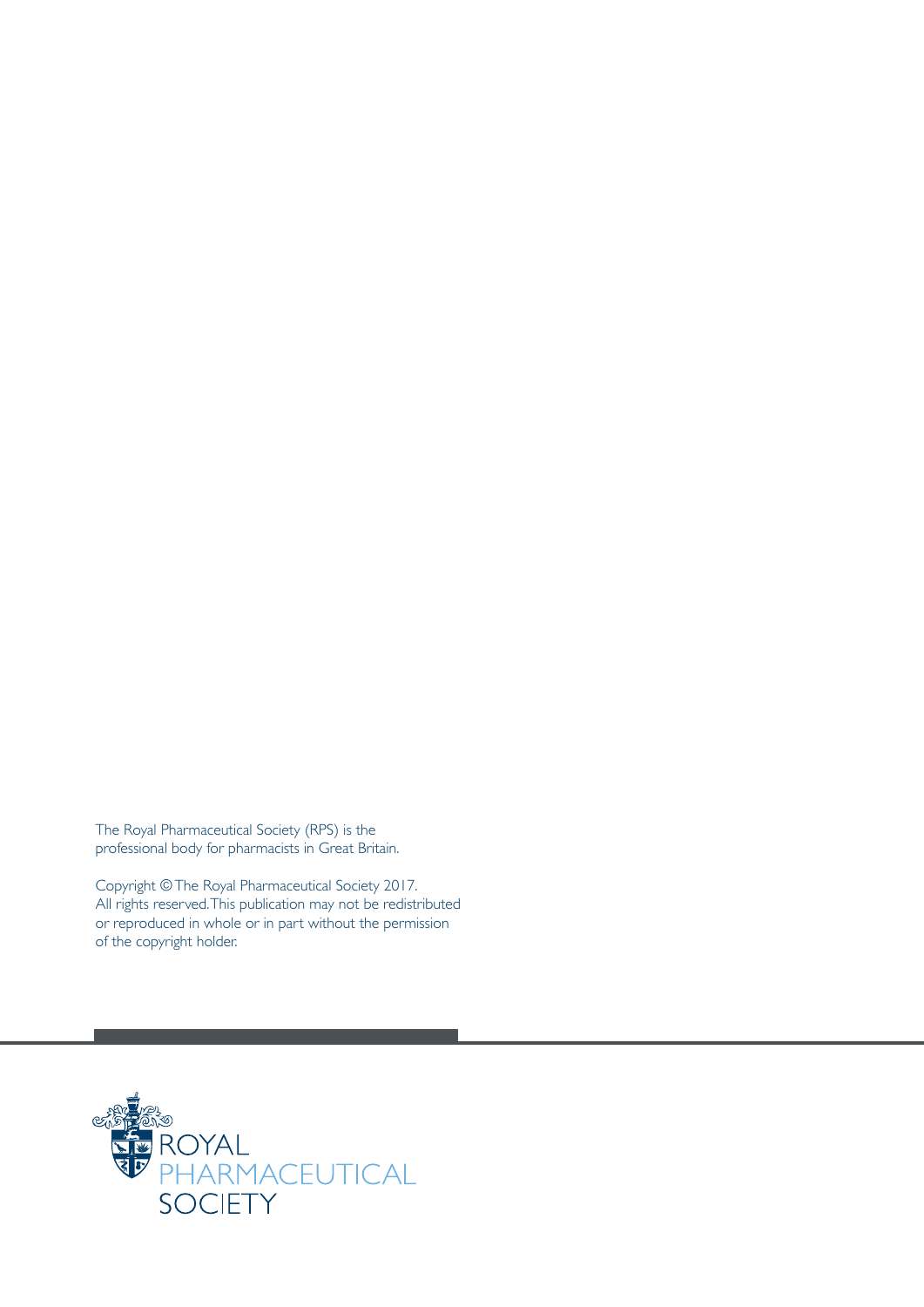The Royal Pharmaceutical Society (RPS) is the professional body for pharmacists in Great Britain.

Copyright © The Royal Pharmaceutical Society 2017. All rights reserved. This publication may not be redistributed or reproduced in whole or in part without the permission of the copyright holder.

ROYAL PHARMACEUTICAL SOCIETY